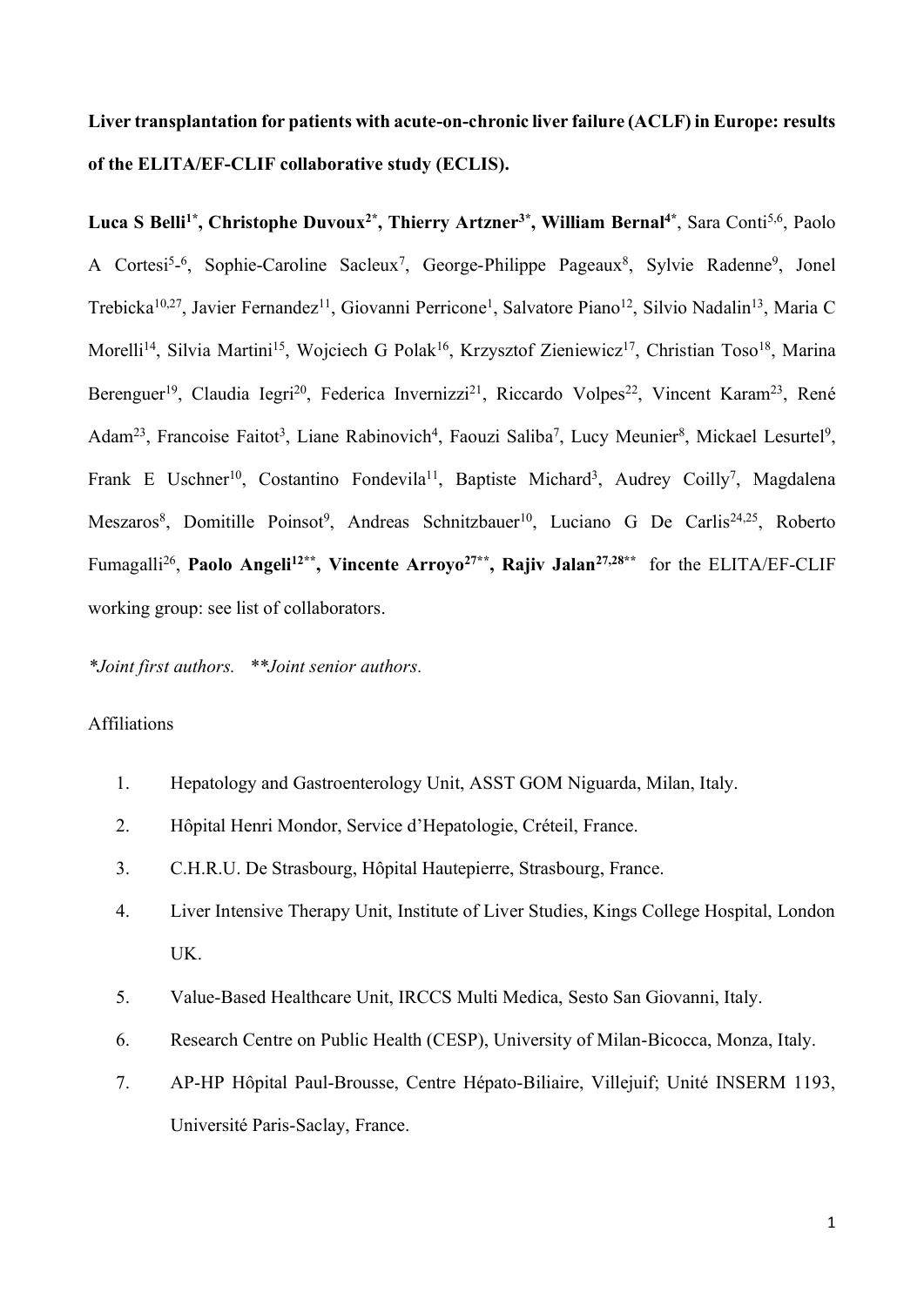**Liver transplantation for patients with acute-on-chronic liver failure (ACLF) in Europe: results of the ELITA/EF-CLIF collaborative study (ECLIS).**

**Luca S Belli[1*], Christophe Duvoux[2*], Thierry Artzner[3*], William Bernal[4*]**, Sara Conti[5,6], Paolo A Cortesi[5-6], Sophie-Caroline Sacleux[7], George-Philippe Pageaux[8], Sylvie Radenne[9], Jonel Trebicka[10,27], Javier Fernandez[11], Giovanni Perricone[1], Salvatore Piano[12], Silvio Nadalin[13], Maria C Morelli[14], Silvia Martini[15], Wojciech G Polak[16], Krzysztof Zieniewicz[17], Christian Toso[18], Marina Berenguer[19], Claudia Iegri[20], Federica Invernizzi[21], Riccardo Volpes[22], Vincent Karam[23], René Adam[23], Francoise Faitot[3], Liane Rabinovich[4], Faouzi Saliba[7], Lucy Meunier[8], Mickael Lesurtel[9], Frank E Uschner[10], Costantino Fondevila[11], Baptiste Michard[3], Audrey Coilly[7], Magdalena Meszaros[8], Domitille Poinsot[9], Andreas Schnitzbauer[10], Luciano G De Carlis[24,25], Roberto Fumagalli[26], **Paolo Angeli[12**], Vincente Arroyo[27**], Rajiv Jalan[27,28**]** for the ELITA/EF-CLIF working group: see list of collaborators.

*\*Joint first authors. \*\*Joint senior authors.*

Affiliations

1. Hepatology and Gastroenterology Unit, ASST GOM Niguarda, Milan, Italy.
2. Hôpital Henri Mondor, Service d'Hepatologie, Créteil, France.
3. C.H.R.U. De Strasbourg, Hôpital Hautepierre, Strasbourg, France.
4. Liver Intensive Therapy Unit, Institute of Liver Studies, Kings College Hospital, London UK.
5. Value-Based Healthcare Unit, IRCCS Multi Medica, Sesto San Giovanni, Italy.
6. Research Centre on Public Health (CESP), University of Milan-Bicocca, Monza, Italy.
7. AP-HP Hôpital Paul-Brousse, Centre Hépato-Biliaire, Villejuif; Unité INSERM 1193, Université Paris-Saclay, France.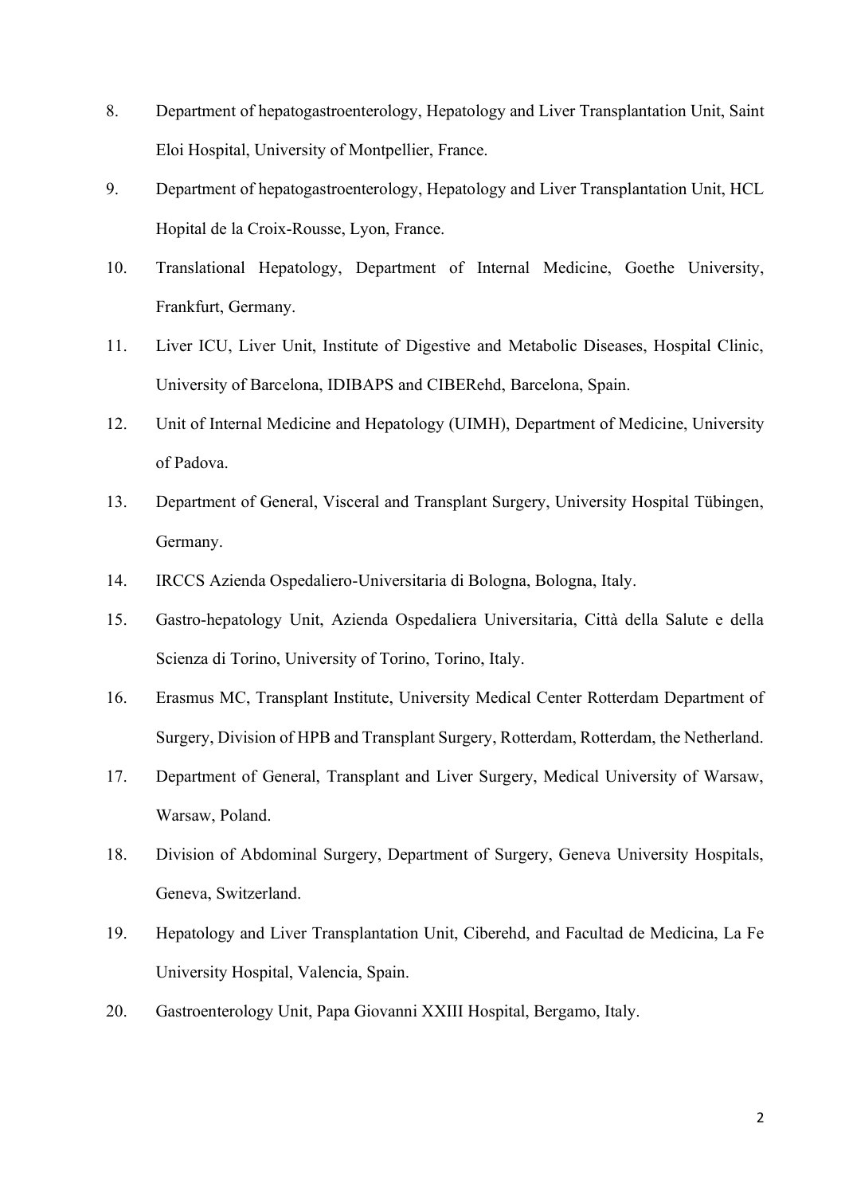8. Department of hepatogastroenterology, Hepatology and Liver Transplantation Unit, Saint Eloi Hospital, University of Montpellier, France.
9. Department of hepatogastroenterology, Hepatology and Liver Transplantation Unit, HCL Hopital de la Croix-Rousse, Lyon, France.
10. Translational Hepatology, Department of Internal Medicine, Goethe University, Frankfurt, Germany.
11. Liver ICU, Liver Unit, Institute of Digestive and Metabolic Diseases, Hospital Clinic, University of Barcelona, IDIBAPS and CIBERehd, Barcelona, Spain.
12. Unit of Internal Medicine and Hepatology (UIMH), Department of Medicine, University of Padova.
13. Department of General, Visceral and Transplant Surgery, University Hospital Tübingen, Germany.
14. IRCCS Azienda Ospedaliero-Universitaria di Bologna, Bologna, Italy.
15. Gastro-hepatology Unit, Azienda Ospedaliera Universitaria, Città della Salute e della Scienza di Torino, University of Torino, Torino, Italy.
16. Erasmus MC, Transplant Institute, University Medical Center Rotterdam Department of Surgery, Division of HPB and Transplant Surgery, Rotterdam, Rotterdam, the Netherland.
17. Department of General, Transplant and Liver Surgery, Medical University of Warsaw, Warsaw, Poland.
18. Division of Abdominal Surgery, Department of Surgery, Geneva University Hospitals, Geneva, Switzerland.
19. Hepatology and Liver Transplantation Unit, Ciberehd, and Facultad de Medicina, La Fe University Hospital, Valencia, Spain.
20. Gastroenterology Unit, Papa Giovanni XXIII Hospital, Bergamo, Italy.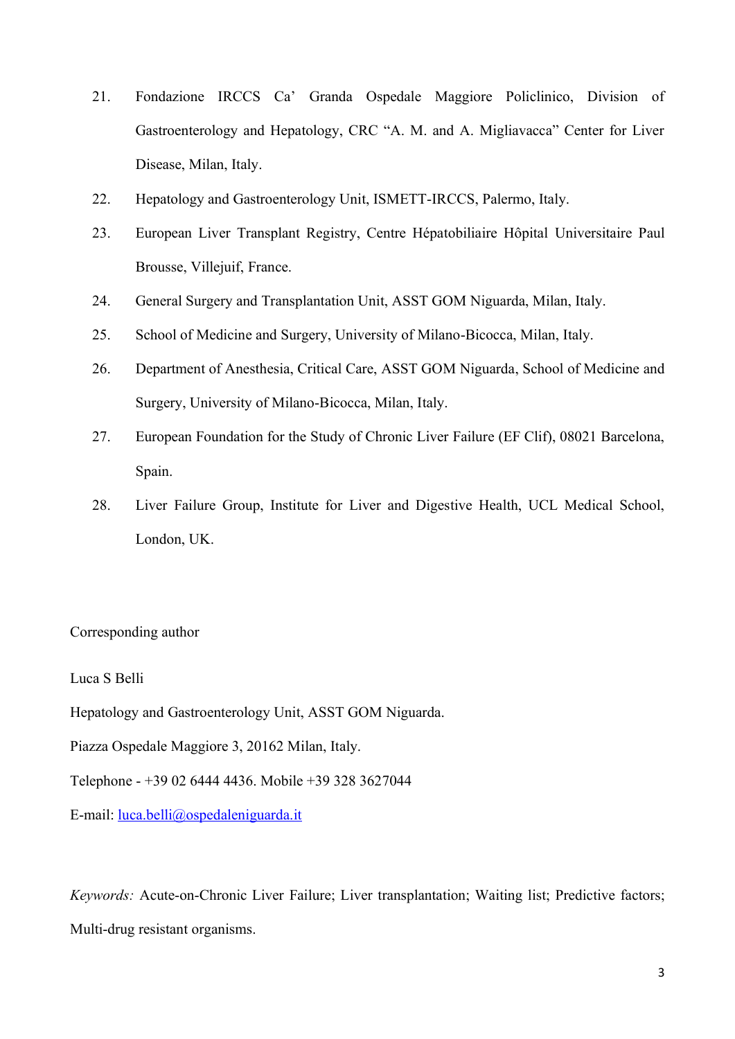21. Fondazione IRCCS Ca' Granda Ospedale Maggiore Policlinico, Division of Gastroenterology and Hepatology, CRC "A. M. and A. Migliavacca" Center for Liver Disease, Milan, Italy.
22. Hepatology and Gastroenterology Unit, ISMETT-IRCCS, Palermo, Italy.
23. European Liver Transplant Registry, Centre Hépatobiliaire Hôpital Universitaire Paul Brousse, Villejuif, France.
24. General Surgery and Transplantation Unit, ASST GOM Niguarda, Milan, Italy.
25. School of Medicine and Surgery, University of Milano-Bicocca, Milan, Italy.
26. Department of Anesthesia, Critical Care, ASST GOM Niguarda, School of Medicine and Surgery, University of Milano-Bicocca, Milan, Italy.
27. European Foundation for the Study of Chronic Liver Failure (EF Clif), 08021 Barcelona, Spain.
28. Liver Failure Group, Institute for Liver and Digestive Health, UCL Medical School, London, UK.

Corresponding author

Luca S Belli

Hepatology and Gastroenterology Unit, ASST GOM Niguarda.

Piazza Ospedale Maggiore 3, 20162 Milan, Italy.

Telephone - +39 02 6444 4436. Mobile +39 328 3627044

E-mail: luca.belli@ospedaleniguarda.it

*Keywords:* Acute-on-Chronic Liver Failure; Liver transplantation; Waiting list; Predictive factors; Multi-drug resistant organisms.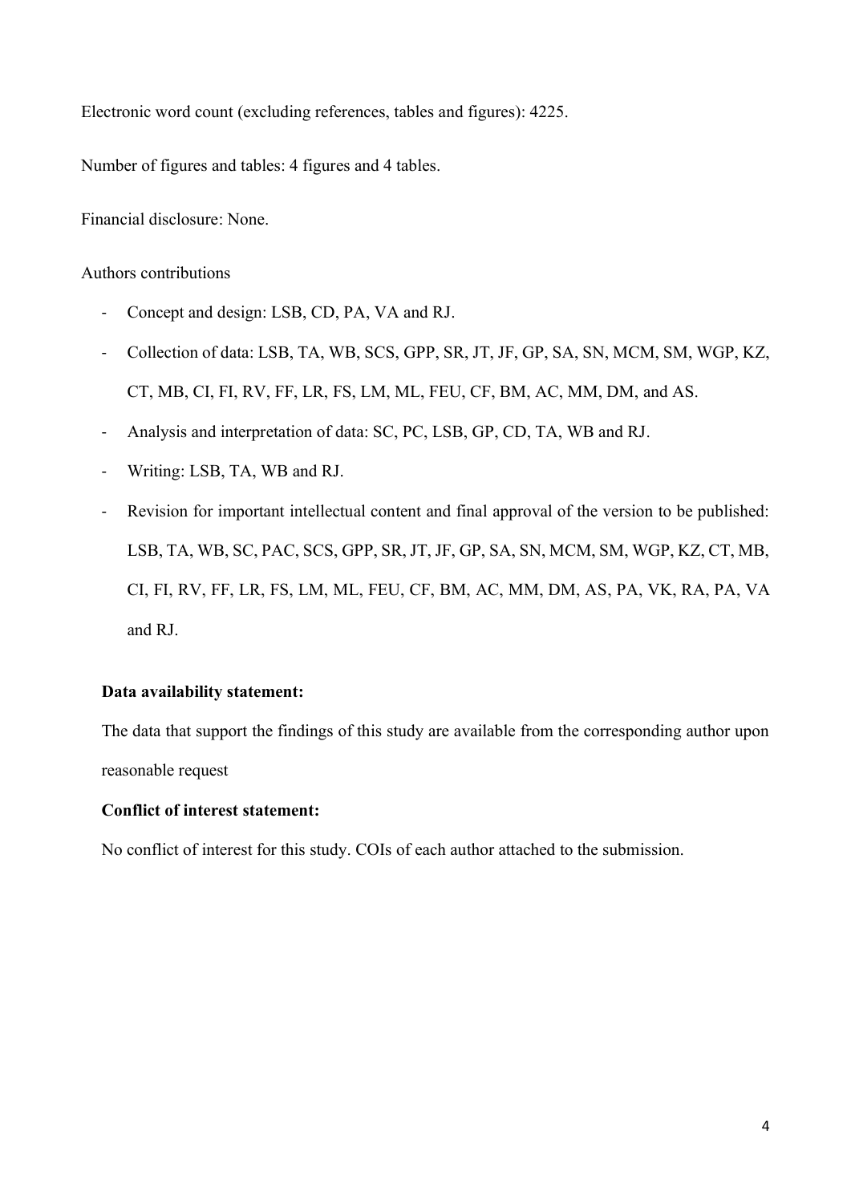Electronic word count (excluding references, tables and figures): 4225.

Number of figures and tables: 4 figures and 4 tables.

Financial disclosure: None.

Authors contributions

- Concept and design: LSB, CD, PA, VA and RJ.
- Collection of data: LSB, TA, WB, SCS, GPP, SR, JT, JF, GP, SA, SN, MCM, SM, WGP, KZ, CT, MB, CI, FI, RV, FF, LR, FS, LM, ML, FEU, CF, BM, AC, MM, DM, and AS.
- Analysis and interpretation of data: SC, PC, LSB, GP, CD, TA, WB and RJ.
- Writing: LSB, TA, WB and RJ.
- Revision for important intellectual content and final approval of the version to be published: LSB, TA, WB, SC, PAC, SCS, GPP, SR, JT, JF, GP, SA, SN, MCM, SM, WGP, KZ, CT, MB, CI, FI, RV, FF, LR, FS, LM, ML, FEU, CF, BM, AC, MM, DM, AS, PA, VK, RA, PA, VA and RJ.

**Data availability statement:**

The data that support the findings of this study are available from the corresponding author upon reasonable request

**Conflict of interest statement:**

No conflict of interest for this study. COIs of each author attached to the submission.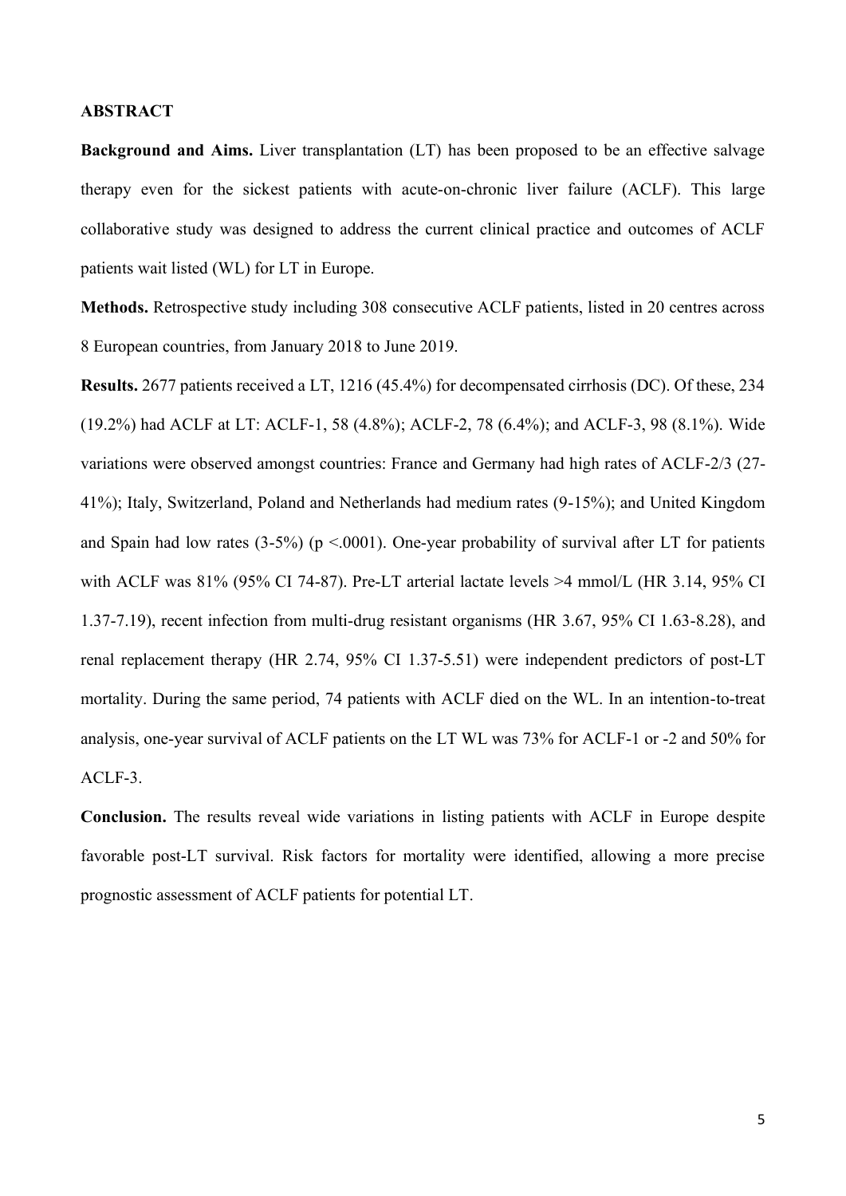## ABSTRACT

**Background and Aims.** Liver transplantation (LT) has been proposed to be an effective salvage therapy even for the sickest patients with acute-on-chronic liver failure (ACLF). This large collaborative study was designed to address the current clinical practice and outcomes of ACLF patients wait listed (WL) for LT in Europe.

**Methods.** Retrospective study including 308 consecutive ACLF patients, listed in 20 centres across 8 European countries, from January 2018 to June 2019.

**Results.** 2677 patients received a LT, 1216 (45.4%) for decompensated cirrhosis (DC). Of these, 234 (19.2%) had ACLF at LT: ACLF-1, 58 (4.8%); ACLF-2, 78 (6.4%); and ACLF-3, 98 (8.1%). Wide variations were observed amongst countries: France and Germany had high rates of ACLF-2/3 (27-41%); Italy, Switzerland, Poland and Netherlands had medium rates (9-15%); and United Kingdom and Spain had low rates (3-5%) ($p < .0001$). One-year probability of survival after LT for patients with ACLF was 81% (95% CI 74-87). Pre-LT arterial lactate levels >4 mmol/L (HR 3.14, 95% CI 1.37-7.19), recent infection from multi-drug resistant organisms (HR 3.67, 95% CI 1.63-8.28), and renal replacement therapy (HR 2.74, 95% CI 1.37-5.51) were independent predictors of post-LT mortality. During the same period, 74 patients with ACLF died on the WL. In an intention-to-treat analysis, one-year survival of ACLF patients on the LT WL was 73% for ACLF-1 or -2 and 50% for ACLF-3.

**Conclusion.** The results reveal wide variations in listing patients with ACLF in Europe despite favorable post-LT survival. Risk factors for mortality were identified, allowing a more precise prognostic assessment of ACLF patients for potential LT.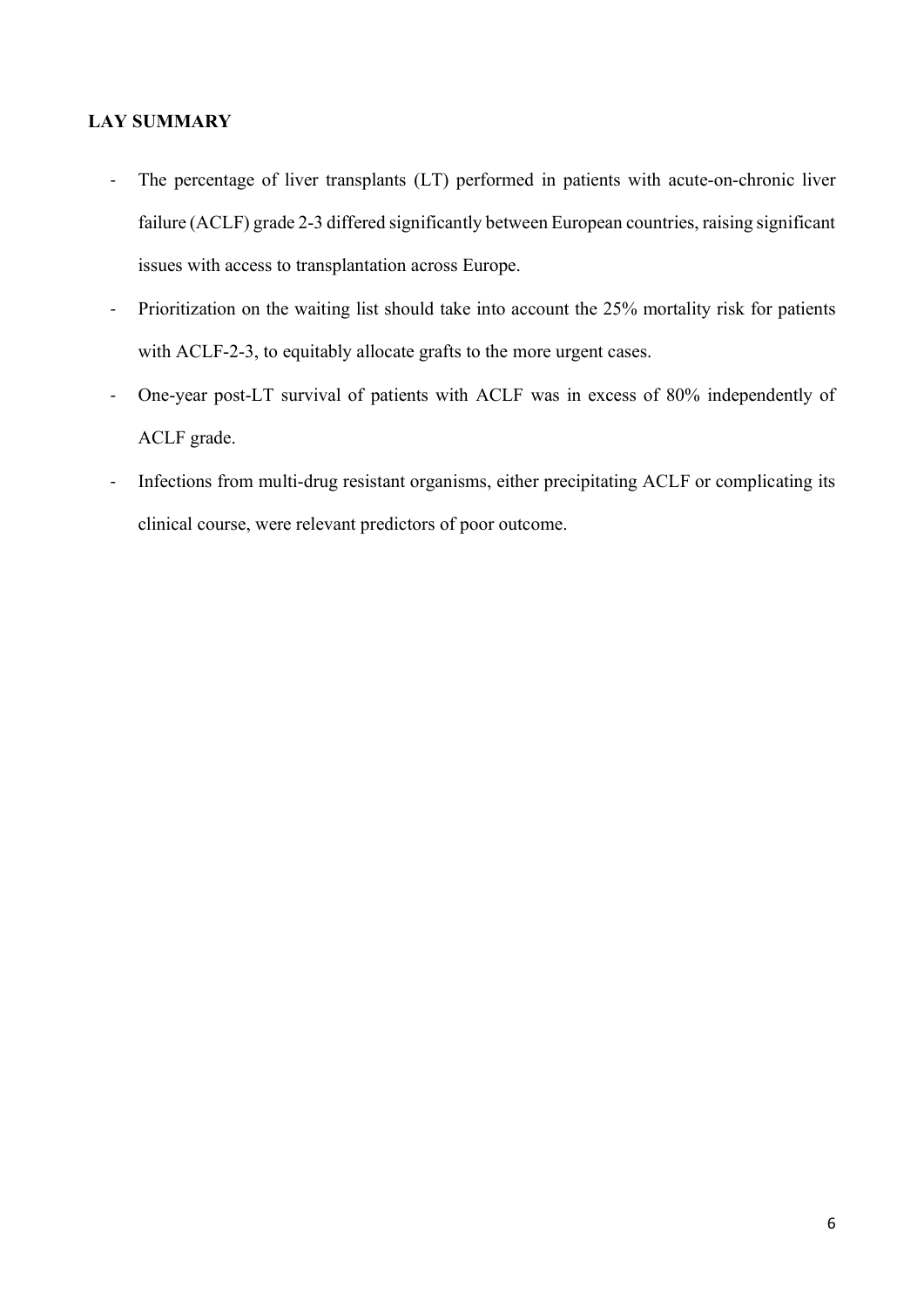## LAY SUMMARY

- The percentage of liver transplants (LT) performed in patients with acute-on-chronic liver failure (ACLF) grade 2-3 differed significantly between European countries, raising significant issues with access to transplantation across Europe.
- Prioritization on the waiting list should take into account the 25% mortality risk for patients with ACLF-2-3, to equitably allocate grafts to the more urgent cases.
- One-year post-LT survival of patients with ACLF was in excess of 80% independently of ACLF grade.
- Infections from multi-drug resistant organisms, either precipitating ACLF or complicating its clinical course, were relevant predictors of poor outcome.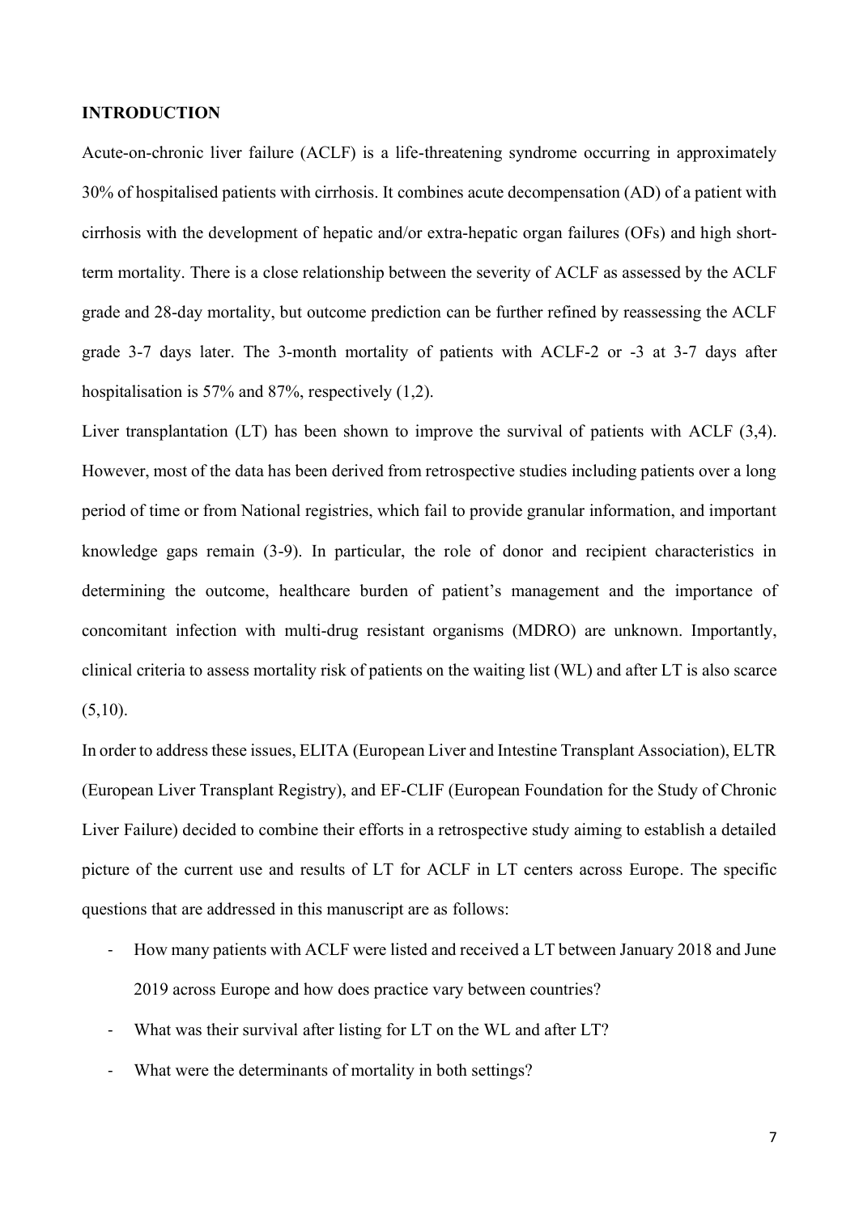## INTRODUCTION

Acute-on-chronic liver failure (ACLF) is a life-threatening syndrome occurring in approximately 30% of hospitalised patients with cirrhosis. It combines acute decompensation (AD) of a patient with cirrhosis with the development of hepatic and/or extra-hepatic organ failures (OFs) and high short-term mortality. There is a close relationship between the severity of ACLF as assessed by the ACLF grade and 28-day mortality, but outcome prediction can be further refined by reassessing the ACLF grade 3-7 days later. The 3-month mortality of patients with ACLF-2 or -3 at 3-7 days after hospitalisation is 57% and 87%, respectively (1,2).

Liver transplantation (LT) has been shown to improve the survival of patients with ACLF (3,4). However, most of the data has been derived from retrospective studies including patients over a long period of time or from National registries, which fail to provide granular information, and important knowledge gaps remain (3-9). In particular, the role of donor and recipient characteristics in determining the outcome, healthcare burden of patient's management and the importance of concomitant infection with multi-drug resistant organisms (MDRO) are unknown. Importantly, clinical criteria to assess mortality risk of patients on the waiting list (WL) and after LT is also scarce (5,10).

In order to address these issues, ELITA (European Liver and Intestine Transplant Association), ELTR (European Liver Transplant Registry), and EF-CLIF (European Foundation for the Study of Chronic Liver Failure) decided to combine their efforts in a retrospective study aiming to establish a detailed picture of the current use and results of LT for ACLF in LT centers across Europe. The specific questions that are addressed in this manuscript are as follows:

- How many patients with ACLF were listed and received a LT between January 2018 and June 2019 across Europe and how does practice vary between countries?
- What was their survival after listing for LT on the WL and after LT?
- What were the determinants of mortality in both settings?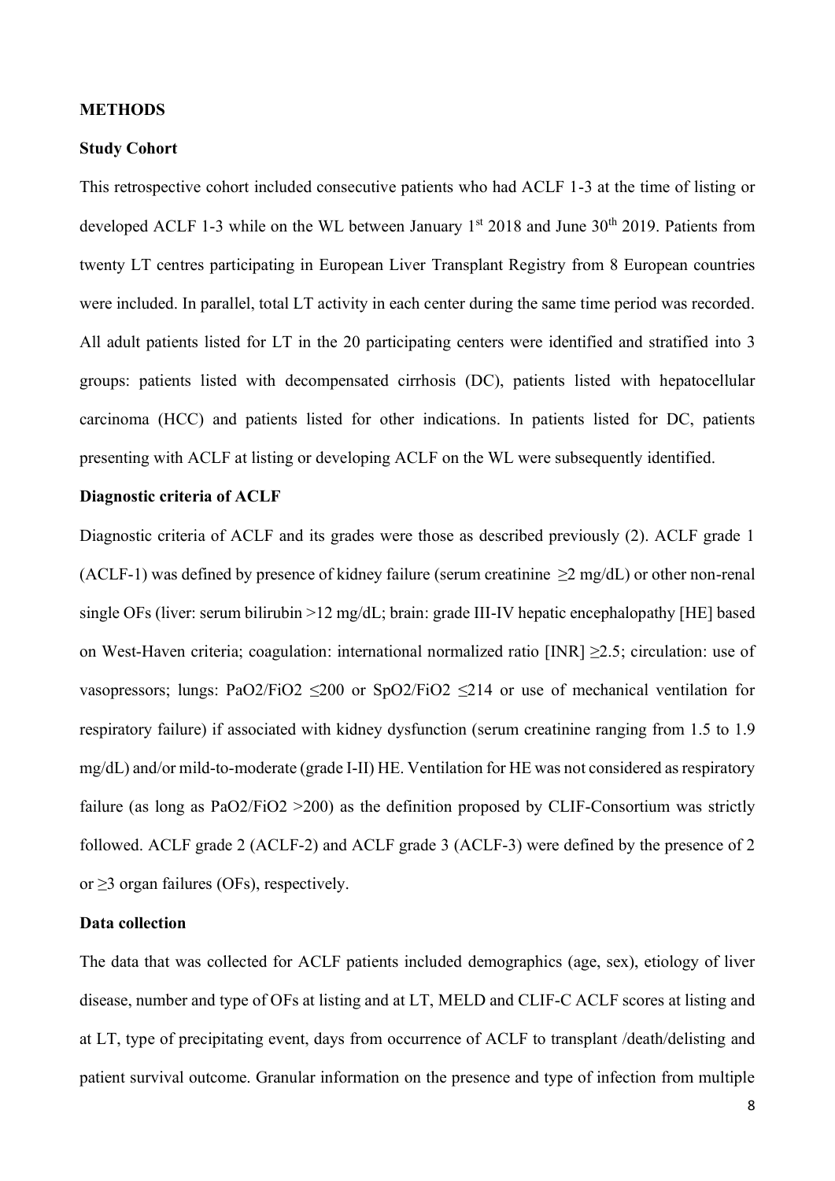**METHODS**

**Study Cohort**

This retrospective cohort included consecutive patients who had ACLF 1-3 at the time of listing or developed ACLF 1-3 while on the WL between January 1st 2018 and June 30th 2019. Patients from twenty LT centres participating in European Liver Transplant Registry from 8 European countries were included. In parallel, total LT activity in each center during the same time period was recorded. All adult patients listed for LT in the 20 participating centers were identified and stratified into 3 groups: patients listed with decompensated cirrhosis (DC), patients listed with hepatocellular carcinoma (HCC) and patients listed for other indications. In patients listed for DC, patients presenting with ACLF at listing or developing ACLF on the WL were subsequently identified.

**Diagnostic criteria of ACLF**

Diagnostic criteria of ACLF and its grades were those as described previously (2). ACLF grade 1 (ACLF-1) was defined by presence of kidney failure (serum creatinine $\geq$2 mg/dL) or other non-renal single OFs (liver: serum bilirubin >12 mg/dL; brain: grade III-IV hepatic encephalopathy [HE] based on West-Haven criteria; coagulation: international normalized ratio [INR] $\geq$2.5; circulation: use of vasopressors; lungs: $PaO_2/FiO_2 \leq 200$ or $SpO_2/FiO_2 \leq 214$ or use of mechanical ventilation for respiratory failure) if associated with kidney dysfunction (serum creatinine ranging from 1.5 to 1.9 mg/dL) and/or mild-to-moderate (grade I-II) HE. Ventilation for HE was not considered as respiratory failure (as long as $PaO_2/FiO_2 > 200$) as the definition proposed by CLIF-Consortium was strictly followed. ACLF grade 2 (ACLF-2) and ACLF grade 3 (ACLF-3) were defined by the presence of 2 or $\geq$3 organ failures (OFs), respectively.

**Data collection**

The data that was collected for ACLF patients included demographics (age, sex), etiology of liver disease, number and type of OFs at listing and at LT, MELD and CLIF-C ACLF scores at listing and at LT, type of precipitating event, days from occurrence of ACLF to transplant /death/delisting and patient survival outcome. Granular information on the presence and type of infection from multiple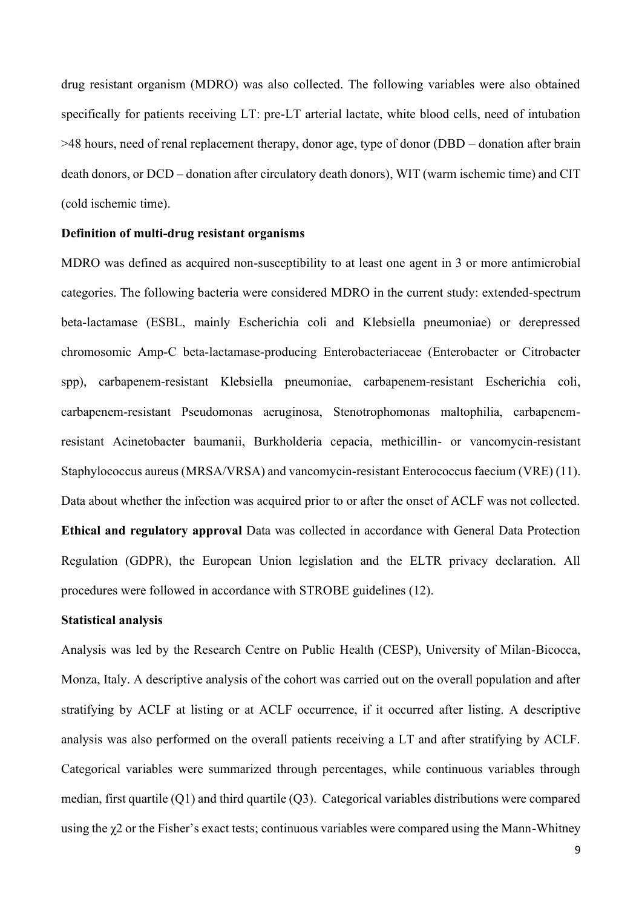drug resistant organism (MDRO) was also collected. The following variables were also obtained specifically for patients receiving LT: pre-LT arterial lactate, white blood cells, need of intubation >48 hours, need of renal replacement therapy, donor age, type of donor (DBD – donation after brain death donors, or DCD – donation after circulatory death donors), WIT (warm ischemic time) and CIT (cold ischemic time).

**Definition of multi-drug resistant organisms**

MDRO was defined as acquired non-susceptibility to at least one agent in 3 or more antimicrobial categories. The following bacteria were considered MDRO in the current study: extended-spectrum beta-lactamase (ESBL, mainly Escherichia coli and Klebsiella pneumoniae) or derepressed chromosomic Amp-C beta-lactamase-producing Enterobacteriaceae (Enterobacter or Citrobacter spp), carbapenem-resistant Klebsiella pneumoniae, carbapenem-resistant Escherichia coli, carbapenem-resistant Pseudomonas aeruginosa, Stenotrophomonas maltophilia, carbapenem-resistant Acinetobacter baumanii, Burkholderia cepacia, methicillin- or vancomycin-resistant Staphylococcus aureus (MRSA/VRSA) and vancomycin-resistant Enterococcus faecium (VRE) (11). Data about whether the infection was acquired prior to or after the onset of ACLF was not collected.

**Ethical and regulatory approval** Data was collected in accordance with General Data Protection Regulation (GDPR), the European Union legislation and the ELTR privacy declaration. All procedures were followed in accordance with STROBE guidelines (12).

**Statistical analysis**

Analysis was led by the Research Centre on Public Health (CESP), University of Milan-Bicocca, Monza, Italy. A descriptive analysis of the cohort was carried out on the overall population and after stratifying by ACLF at listing or at ACLF occurrence, if it occurred after listing. A descriptive analysis was also performed on the overall patients receiving a LT and after stratifying by ACLF. Categorical variables were summarized through percentages, while continuous variables through median, first quartile (Q1) and third quartile (Q3). Categorical variables distributions were compared using the $\chi2$ or the Fisher's exact tests; continuous variables were compared using the Mann-Whitney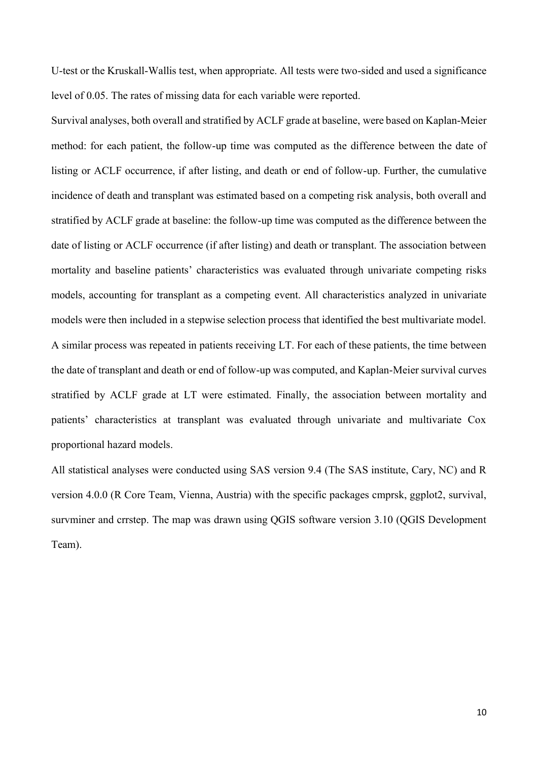U-test or the Kruskall-Wallis test, when appropriate. All tests were two-sided and used a significance level of 0.05. The rates of missing data for each variable were reported.

Survival analyses, both overall and stratified by ACLF grade at baseline, were based on Kaplan-Meier method: for each patient, the follow-up time was computed as the difference between the date of listing or ACLF occurrence, if after listing, and death or end of follow-up. Further, the cumulative incidence of death and transplant was estimated based on a competing risk analysis, both overall and stratified by ACLF grade at baseline: the follow-up time was computed as the difference between the date of listing or ACLF occurrence (if after listing) and death or transplant. The association between mortality and baseline patients' characteristics was evaluated through univariate competing risks models, accounting for transplant as a competing event. All characteristics analyzed in univariate models were then included in a stepwise selection process that identified the best multivariate model. A similar process was repeated in patients receiving LT. For each of these patients, the time between the date of transplant and death or end of follow-up was computed, and Kaplan-Meier survival curves stratified by ACLF grade at LT were estimated. Finally, the association between mortality and patients' characteristics at transplant was evaluated through univariate and multivariate Cox proportional hazard models.

All statistical analyses were conducted using SAS version 9.4 (The SAS institute, Cary, NC) and R version 4.0.0 (R Core Team, Vienna, Austria) with the specific packages cmprsk, ggplot2, survival, survminer and crrstep. The map was drawn using QGIS software version 3.10 (QGIS Development Team).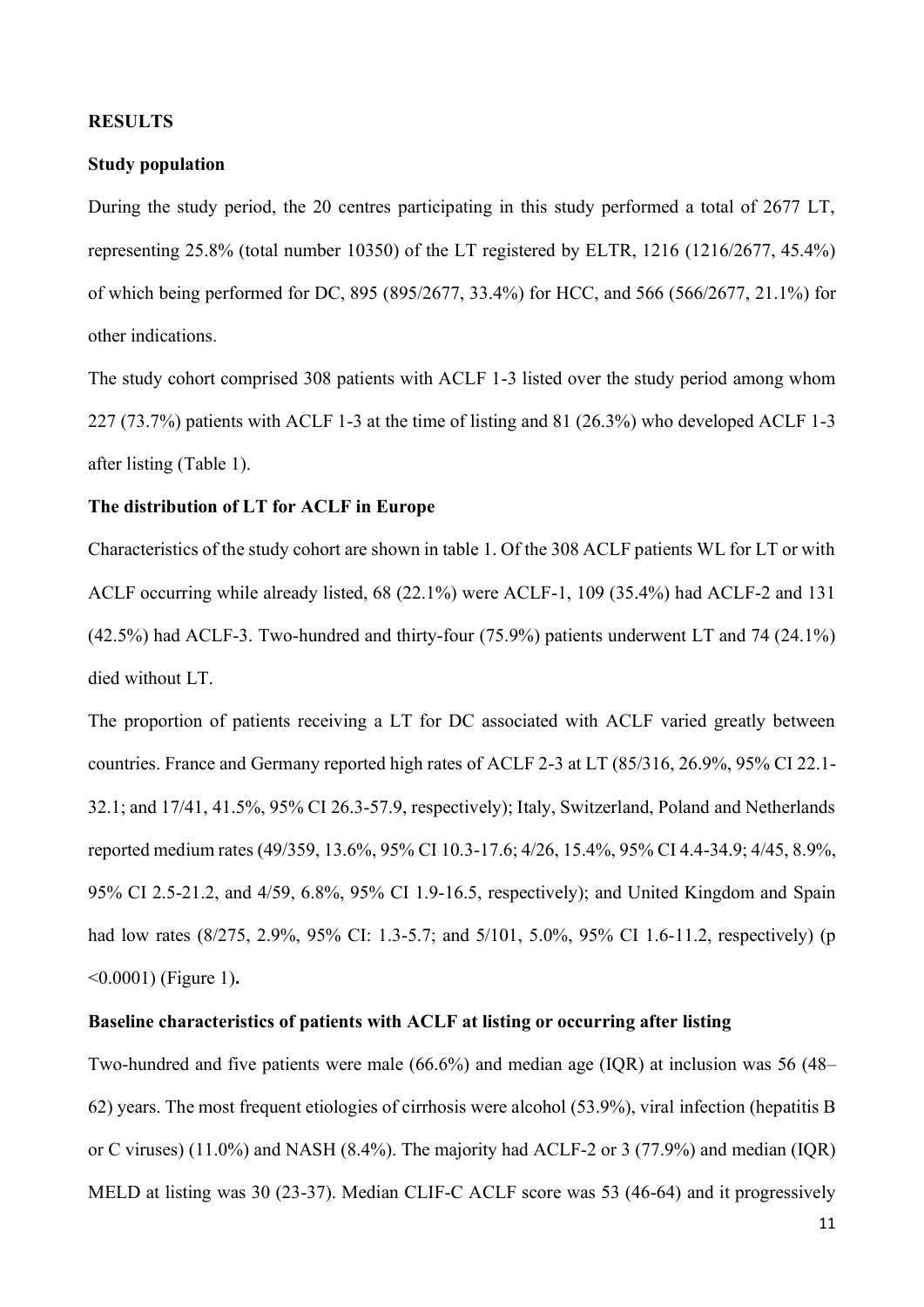# RESULTS

## Study population

During the study period, the 20 centres participating in this study performed a total of 2677 LT, representing 25.8% (total number 10350) of the LT registered by ELTR, 1216 (1216/2677, 45.4%) of which being performed for DC, 895 (895/2677, 33.4%) for HCC, and 566 (566/2677, 21.1%) for other indications.

The study cohort comprised 308 patients with ACLF 1-3 listed over the study period among whom 227 (73.7%) patients with ACLF 1-3 at the time of listing and 81 (26.3%) who developed ACLF 1-3 after listing (Table 1).

## The distribution of LT for ACLF in Europe

Characteristics of the study cohort are shown in table 1. Of the 308 ACLF patients WL for LT or with ACLF occurring while already listed, 68 (22.1%) were ACLF-1, 109 (35.4%) had ACLF-2 and 131 (42.5%) had ACLF-3. Two-hundred and thirty-four (75.9%) patients underwent LT and 74 (24.1%) died without LT.

The proportion of patients receiving a LT for DC associated with ACLF varied greatly between countries. France and Germany reported high rates of ACLF 2-3 at LT (85/316, 26.9%, 95% CI 22.1-32.1; and 17/41, 41.5%, 95% CI 26.3-57.9, respectively); Italy, Switzerland, Poland and Netherlands reported medium rates (49/359, 13.6%, 95% CI 10.3-17.6; 4/26, 15.4%, 95% CI 4.4-34.9; 4/45, 8.9%, 95% CI 2.5-21.2, and 4/59, 6.8%, 95% CI 1.9-16.5, respectively); and United Kingdom and Spain had low rates (8/275, 2.9%, 95% CI: 1.3-5.7; and 5/101, 5.0%, 95% CI 1.6-11.2, respectively) ($p < 0.0001$) (Figure 1)**.**

## Baseline characteristics of patients with ACLF at listing or occurring after listing

Two-hundred and five patients were male (66.6%) and median age (IQR) at inclusion was 56 (48–62) years. The most frequent etiologies of cirrhosis were alcohol (53.9%), viral infection (hepatitis B or C viruses) (11.0%) and NASH (8.4%). The majority had ACLF-2 or 3 (77.9%) and median (IQR) MELD at listing was 30 (23-37). Median CLIF-C ACLF score was 53 (46-64) and it progressively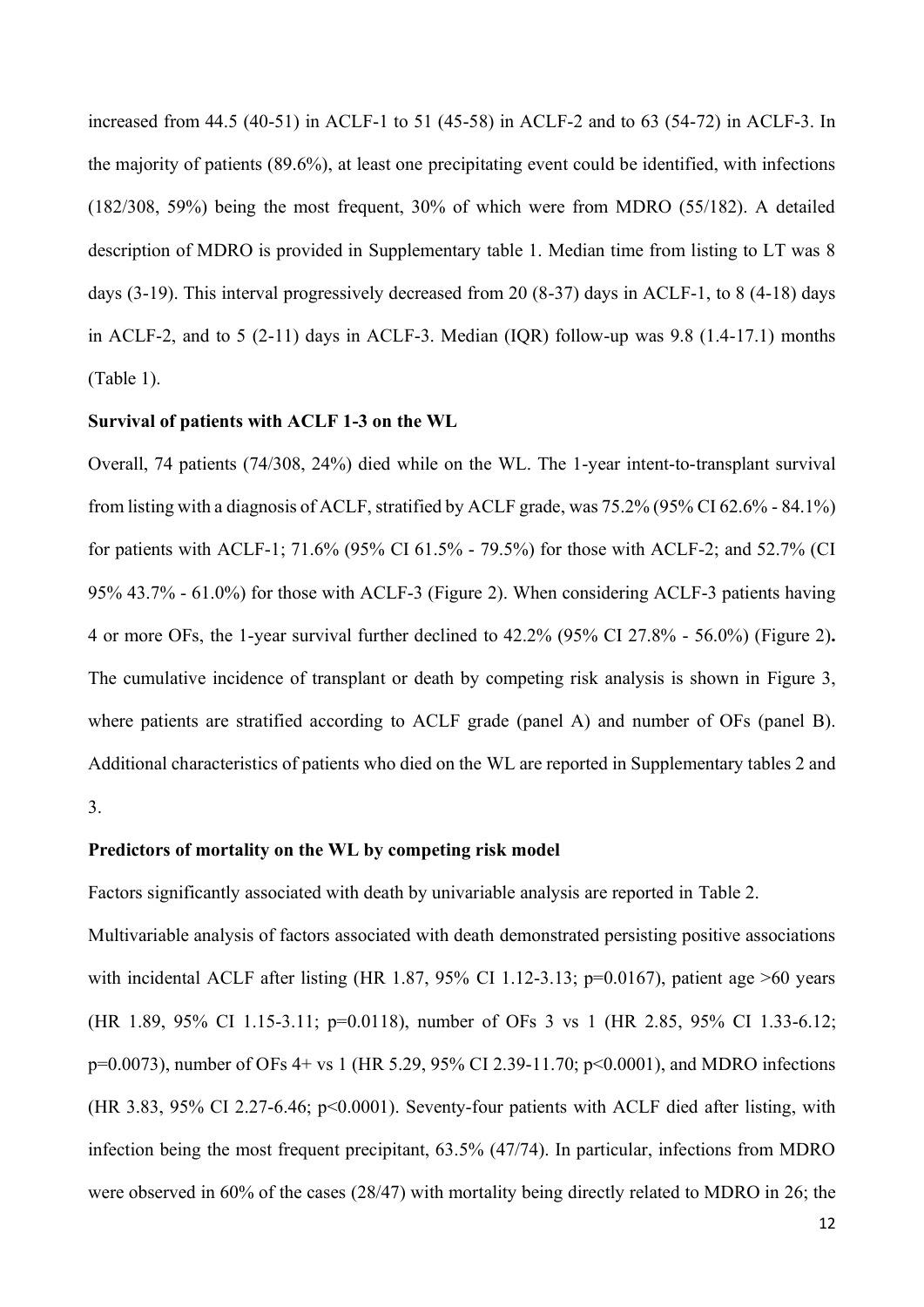increased from 44.5 (40-51) in ACLF-1 to 51 (45-58) in ACLF-2 and to 63 (54-72) in ACLF-3. In the majority of patients (89.6%), at least one precipitating event could be identified, with infections (182/308, 59%) being the most frequent, 30% of which were from MDRO (55/182). A detailed description of MDRO is provided in Supplementary table 1. Median time from listing to LT was 8 days (3-19). This interval progressively decreased from 20 (8-37) days in ACLF-1, to 8 (4-18) days in ACLF-2, and to 5 (2-11) days in ACLF-3. Median (IQR) follow-up was 9.8 (1.4-17.1) months (Table 1).

**Survival of patients with ACLF 1-3 on the WL**

Overall, 74 patients (74/308, 24%) died while on the WL. The 1-year intent-to-transplant survival from listing with a diagnosis of ACLF, stratified by ACLF grade, was 75.2% (95% CI 62.6% - 84.1%) for patients with ACLF-1; 71.6% (95% CI 61.5% - 79.5%) for those with ACLF-2; and 52.7% (CI 95% 43.7% - 61.0%) for those with ACLF-3 (Figure 2). When considering ACLF-3 patients having 4 or more OFs, the 1-year survival further declined to 42.2% (95% CI 27.8% - 56.0%) (Figure 2**).** The cumulative incidence of transplant or death by competing risk analysis is shown in Figure 3, where patients are stratified according to ACLF grade (panel A) and number of OFs (panel B). Additional characteristics of patients who died on the WL are reported in Supplementary tables 2 and 3.

**Predictors of mortality on the WL by competing risk model**

Factors significantly associated with death by univariable analysis are reported in Table 2.

Multivariable analysis of factors associated with death demonstrated persisting positive associations with incidental ACLF after listing (HR 1.87, 95% CI 1.12-3.13; $p=0.0167$), patient age >60 years (HR 1.89, 95% CI 1.15-3.11; $p=0.0118$), number of OFs 3 vs 1 (HR 2.85, 95% CI 1.33-6.12; $p=0.0073$), number of OFs 4+ vs 1 (HR 5.29, 95% CI 2.39-11.70; $p<0.0001$), and MDRO infections (HR 3.83, 95% CI 2.27-6.46; $p<0.0001$). Seventy-four patients with ACLF died after listing, with infection being the most frequent precipitant, 63.5% (47/74). In particular, infections from MDRO were observed in 60% of the cases (28/47) with mortality being directly related to MDRO in 26; the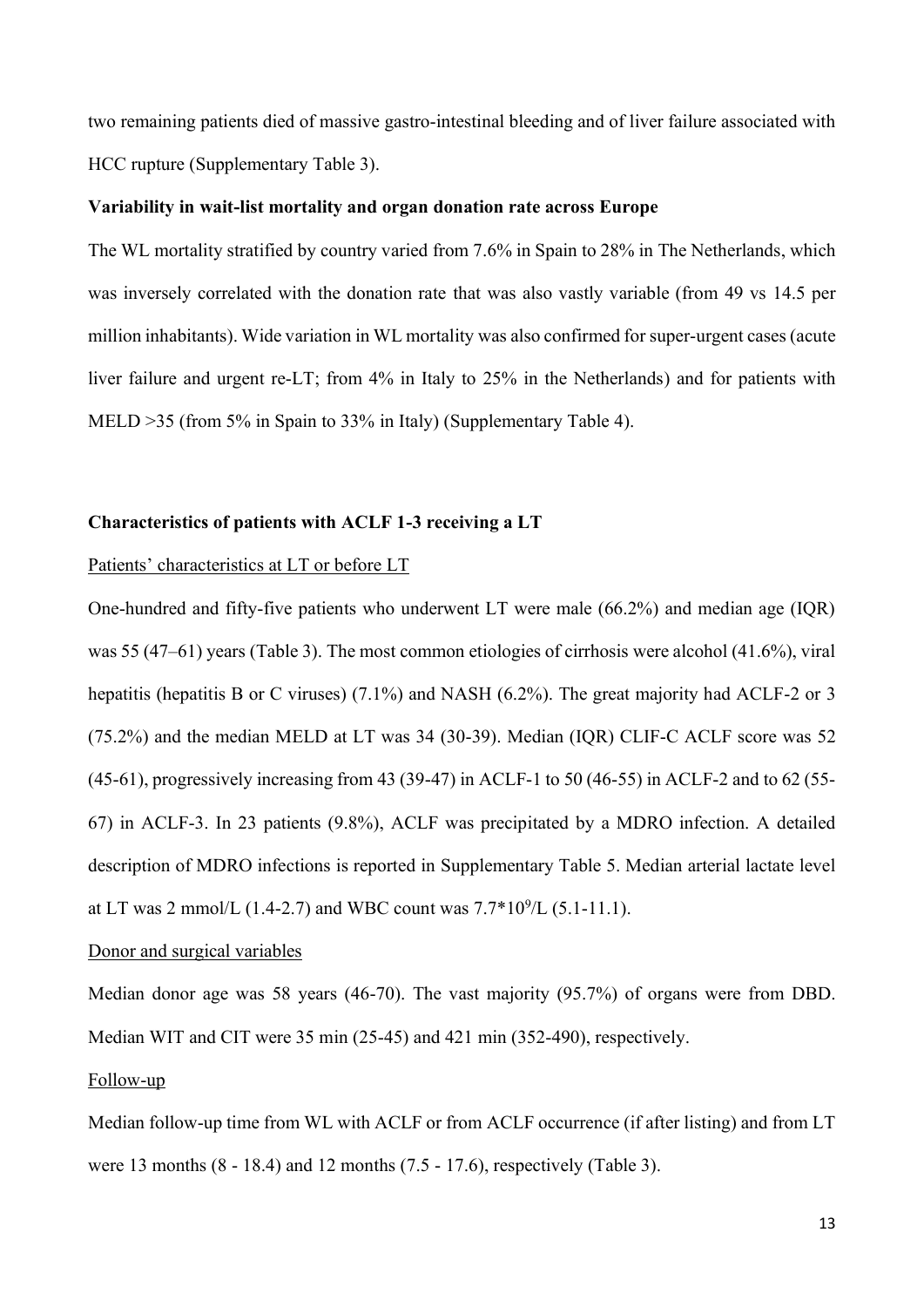two remaining patients died of massive gastro-intestinal bleeding and of liver failure associated with HCC rupture (Supplementary Table 3).

**Variability in wait-list mortality and organ donation rate across Europe**

The WL mortality stratified by country varied from 7.6% in Spain to 28% in The Netherlands, which was inversely correlated with the donation rate that was also vastly variable (from 49 vs 14.5 per million inhabitants). Wide variation in WL mortality was also confirmed for super-urgent cases (acute liver failure and urgent re-LT; from 4% in Italy to 25% in the Netherlands) and for patients with MELD >35 (from 5% in Spain to 33% in Italy) (Supplementary Table 4).

**Characteristics of patients with ACLF 1-3 receiving a LT**

Patients' characteristics at LT or before LT

One-hundred and fifty-five patients who underwent LT were male (66.2%) and median age (IQR) was 55 (47–61) years (Table 3). The most common etiologies of cirrhosis were alcohol (41.6%), viral hepatitis (hepatitis B or C viruses) (7.1%) and NASH (6.2%). The great majority had ACLF-2 or 3 (75.2%) and the median MELD at LT was 34 (30-39). Median (IQR) CLIF-C ACLF score was 52 (45-61), progressively increasing from 43 (39-47) in ACLF-1 to 50 (46-55) in ACLF-2 and to 62 (55-67) in ACLF-3. In 23 patients (9.8%), ACLF was precipitated by a MDRO infection. A detailed description of MDRO infections is reported in Supplementary Table 5. Median arterial lactate level at LT was 2 mmol/L (1.4-2.7) and WBC count was $7.7*10^9$/L (5.1-11.1).

Donor and surgical variables

Median donor age was 58 years (46-70). The vast majority (95.7%) of organs were from DBD. Median WIT and CIT were 35 min (25-45) and 421 min (352-490), respectively.

Follow-up

Median follow-up time from WL with ACLF or from ACLF occurrence (if after listing) and from LT were 13 months (8 - 18.4) and 12 months (7.5 - 17.6), respectively (Table 3).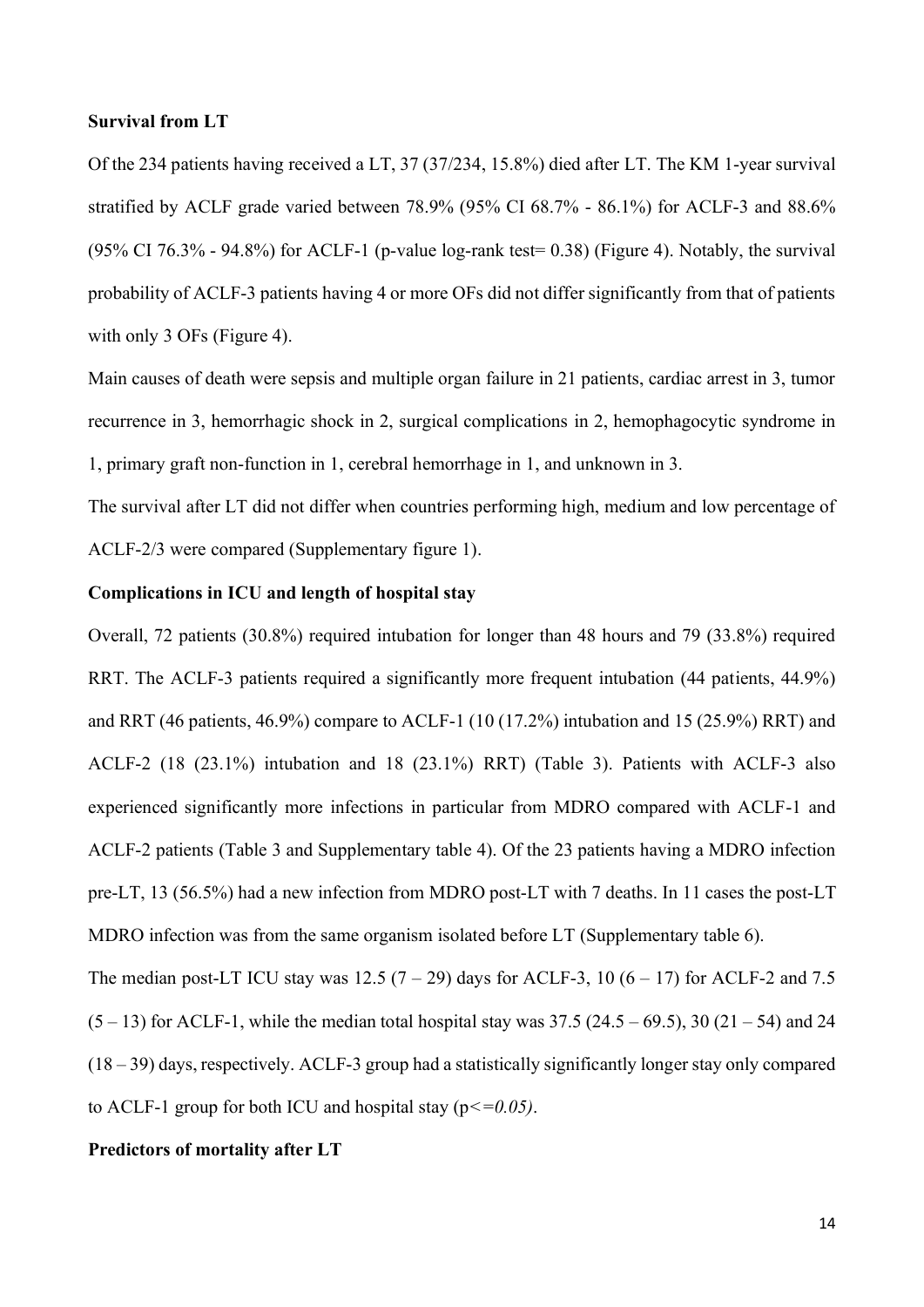**Survival from LT**

Of the 234 patients having received a LT, 37 (37/234, 15.8%) died after LT. The KM 1-year survival stratified by ACLF grade varied between 78.9% (95% CI 68.7% - 86.1%) for ACLF-3 and 88.6% (95% CI 76.3% - 94.8%) for ACLF-1 (p-value log-rank test= 0.38) (Figure 4). Notably, the survival probability of ACLF-3 patients having 4 or more OFs did not differ significantly from that of patients with only 3 OFs (Figure 4).

Main causes of death were sepsis and multiple organ failure in 21 patients, cardiac arrest in 3, tumor recurrence in 3, hemorrhagic shock in 2, surgical complications in 2, hemophagocytic syndrome in 1, primary graft non-function in 1, cerebral hemorrhage in 1, and unknown in 3.

The survival after LT did not differ when countries performing high, medium and low percentage of ACLF-2/3 were compared (Supplementary figure 1).

**Complications in ICU and length of hospital stay**

Overall, 72 patients (30.8%) required intubation for longer than 48 hours and 79 (33.8%) required RRT. The ACLF-3 patients required a significantly more frequent intubation (44 patients, 44.9%) and RRT (46 patients, 46.9%) compare to ACLF-1 (10 (17.2%) intubation and 15 (25.9%) RRT) and ACLF-2 (18 (23.1%) intubation and 18 (23.1%) RRT) (Table 3). Patients with ACLF-3 also experienced significantly more infections in particular from MDRO compared with ACLF-1 and ACLF-2 patients (Table 3 and Supplementary table 4). Of the 23 patients having a MDRO infection pre-LT, 13 (56.5%) had a new infection from MDRO post-LT with 7 deaths. In 11 cases the post-LT MDRO infection was from the same organism isolated before LT (Supplementary table 6).

The median post-LT ICU stay was 12.5 (7 – 29) days for ACLF-3, 10 (6 – 17) for ACLF-2 and 7.5 (5 – 13) for ACLF-1, while the median total hospital stay was 37.5 (24.5 – 69.5), 30 (21 – 54) and 24 (18 – 39) days, respectively. ACLF-3 group had a statistically significantly longer stay only compared to ACLF-1 group for both ICU and hospital stay ($p <= 0.05$).

**Predictors of mortality after LT**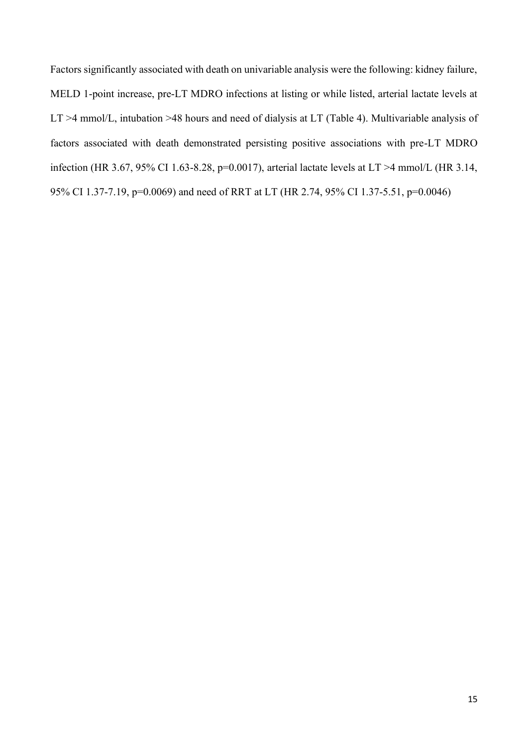Factors significantly associated with death on univariable analysis were the following: kidney failure, MELD 1-point increase, pre-LT MDRO infections at listing or while listed, arterial lactate levels at LT >4 mmol/L, intubation >48 hours and need of dialysis at LT (Table 4). Multivariable analysis of factors associated with death demonstrated persisting positive associations with pre-LT MDRO infection (HR 3.67, 95% CI 1.63-8.28, $p=0.0017$), arterial lactate levels at LT >4 mmol/L (HR 3.14, 95% CI 1.37-7.19, $p=0.0069$) and need of RRT at LT (HR 2.74, 95% CI 1.37-5.51, $p=0.0046$)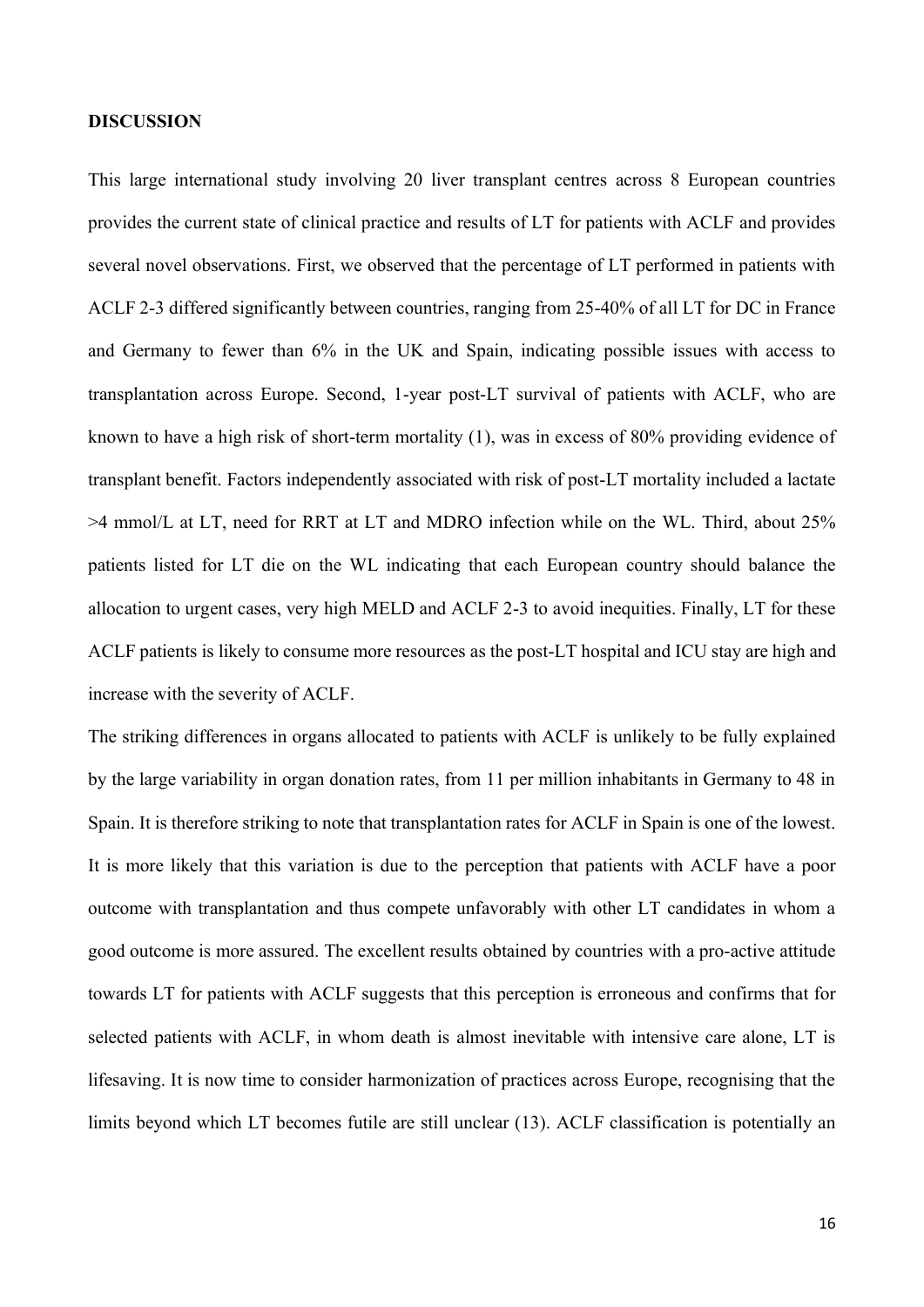**DISCUSSION**

This large international study involving 20 liver transplant centres across 8 European countries provides the current state of clinical practice and results of LT for patients with ACLF and provides several novel observations. First, we observed that the percentage of LT performed in patients with ACLF 2-3 differed significantly between countries, ranging from 25-40% of all LT for DC in France and Germany to fewer than 6% in the UK and Spain, indicating possible issues with access to transplantation across Europe. Second, 1-year post-LT survival of patients with ACLF, who are known to have a high risk of short-term mortality (1), was in excess of 80% providing evidence of transplant benefit. Factors independently associated with risk of post-LT mortality included a lactate >4 mmol/L at LT, need for RRT at LT and MDRO infection while on the WL. Third, about 25% patients listed for LT die on the WL indicating that each European country should balance the allocation to urgent cases, very high MELD and ACLF 2-3 to avoid inequities. Finally, LT for these ACLF patients is likely to consume more resources as the post-LT hospital and ICU stay are high and increase with the severity of ACLF.

The striking differences in organs allocated to patients with ACLF is unlikely to be fully explained by the large variability in organ donation rates, from 11 per million inhabitants in Germany to 48 in Spain. It is therefore striking to note that transplantation rates for ACLF in Spain is one of the lowest. It is more likely that this variation is due to the perception that patients with ACLF have a poor outcome with transplantation and thus compete unfavorably with other LT candidates in whom a good outcome is more assured. The excellent results obtained by countries with a pro-active attitude towards LT for patients with ACLF suggests that this perception is erroneous and confirms that for selected patients with ACLF, in whom death is almost inevitable with intensive care alone, LT is lifesaving. It is now time to consider harmonization of practices across Europe, recognising that the limits beyond which LT becomes futile are still unclear (13). ACLF classification is potentially an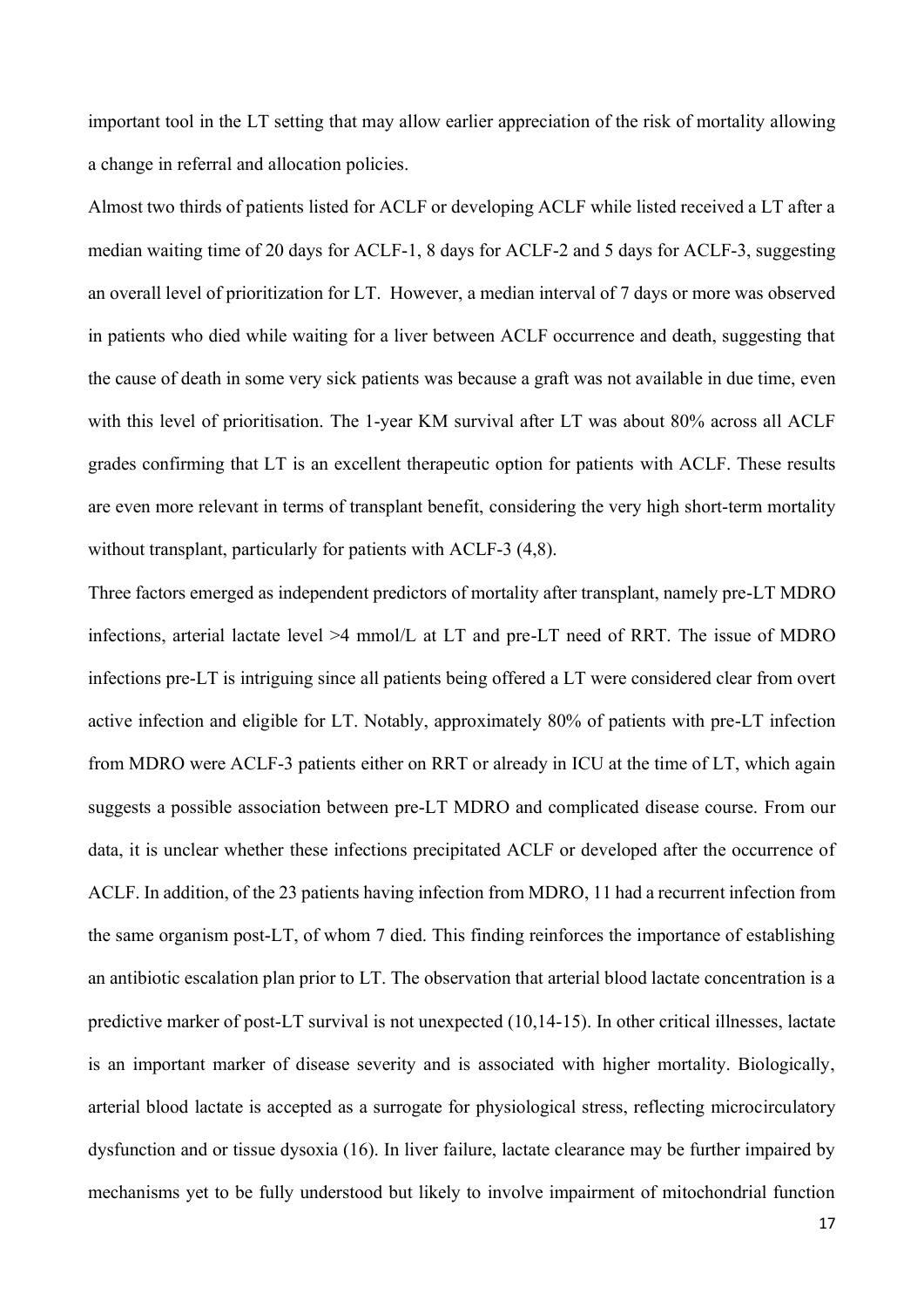important tool in the LT setting that may allow earlier appreciation of the risk of mortality allowing a change in referral and allocation policies.

Almost two thirds of patients listed for ACLF or developing ACLF while listed received a LT after a median waiting time of 20 days for ACLF-1, 8 days for ACLF-2 and 5 days for ACLF-3, suggesting an overall level of prioritization for LT. However, a median interval of 7 days or more was observed in patients who died while waiting for a liver between ACLF occurrence and death, suggesting that the cause of death in some very sick patients was because a graft was not available in due time, even with this level of prioritisation. The 1-year KM survival after LT was about 80% across all ACLF grades confirming that LT is an excellent therapeutic option for patients with ACLF. These results are even more relevant in terms of transplant benefit, considering the very high short-term mortality without transplant, particularly for patients with ACLF-3 (4,8).

Three factors emerged as independent predictors of mortality after transplant, namely pre-LT MDRO infections, arterial lactate level >4 mmol/L at LT and pre-LT need of RRT. The issue of MDRO infections pre-LT is intriguing since all patients being offered a LT were considered clear from overt active infection and eligible for LT. Notably, approximately 80% of patients with pre-LT infection from MDRO were ACLF-3 patients either on RRT or already in ICU at the time of LT, which again suggests a possible association between pre-LT MDRO and complicated disease course. From our data, it is unclear whether these infections precipitated ACLF or developed after the occurrence of ACLF. In addition, of the 23 patients having infection from MDRO, 11 had a recurrent infection from the same organism post-LT, of whom 7 died. This finding reinforces the importance of establishing an antibiotic escalation plan prior to LT. The observation that arterial blood lactate concentration is a predictive marker of post-LT survival is not unexpected (10,14-15). In other critical illnesses, lactate is an important marker of disease severity and is associated with higher mortality. Biologically, arterial blood lactate is accepted as a surrogate for physiological stress, reflecting microcirculatory dysfunction and or tissue dysoxia (16). In liver failure, lactate clearance may be further impaired by mechanisms yet to be fully understood but likely to involve impairment of mitochondrial function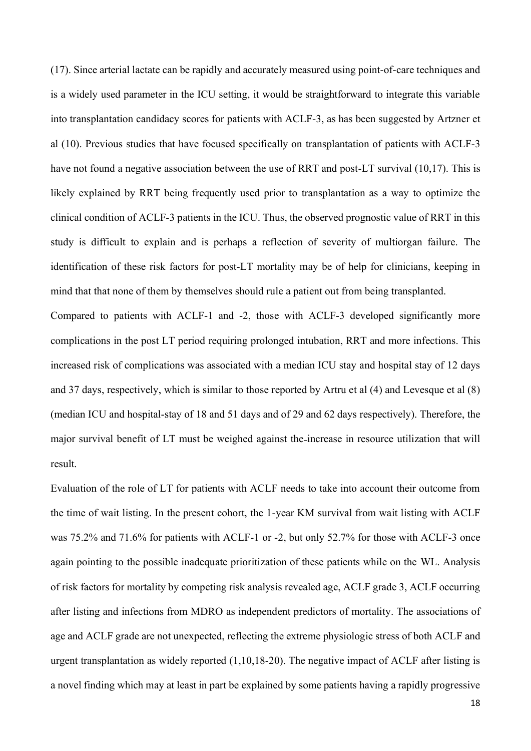(17). Since arterial lactate can be rapidly and accurately measured using point-of-care techniques and is a widely used parameter in the ICU setting, it would be straightforward to integrate this variable into transplantation candidacy scores for patients with ACLF-3, as has been suggested by Artzner et al (10). Previous studies that have focused specifically on transplantation of patients with ACLF-3 have not found a negative association between the use of RRT and post-LT survival (10,17). This is likely explained by RRT being frequently used prior to transplantation as a way to optimize the clinical condition of ACLF-3 patients in the ICU. Thus, the observed prognostic value of RRT in this study is difficult to explain and is perhaps a reflection of severity of multiorgan failure. The identification of these risk factors for post-LT mortality may be of help for clinicians, keeping in mind that that none of them by themselves should rule a patient out from being transplanted.

Compared to patients with ACLF-1 and -2, those with ACLF-3 developed significantly more complications in the post LT period requiring prolonged intubation, RRT and more infections. This increased risk of complications was associated with a median ICU stay and hospital stay of 12 days and 37 days, respectively, which is similar to those reported by Artru et al (4) and Levesque et al (8) (median ICU and hospital-stay of 18 and 51 days and of 29 and 62 days respectively). Therefore, the major survival benefit of LT must be weighed against the increase in resource utilization that will result.

Evaluation of the role of LT for patients with ACLF needs to take into account their outcome from the time of wait listing. In the present cohort, the 1-year KM survival from wait listing with ACLF was 75.2% and 71.6% for patients with ACLF-1 or -2, but only 52.7% for those with ACLF-3 once again pointing to the possible inadequate prioritization of these patients while on the WL. Analysis of risk factors for mortality by competing risk analysis revealed age, ACLF grade 3, ACLF occurring after listing and infections from MDRO as independent predictors of mortality. The associations of age and ACLF grade are not unexpected, reflecting the extreme physiologic stress of both ACLF and urgent transplantation as widely reported (1,10,18-20). The negative impact of ACLF after listing is a novel finding which may at least in part be explained by some patients having a rapidly progressive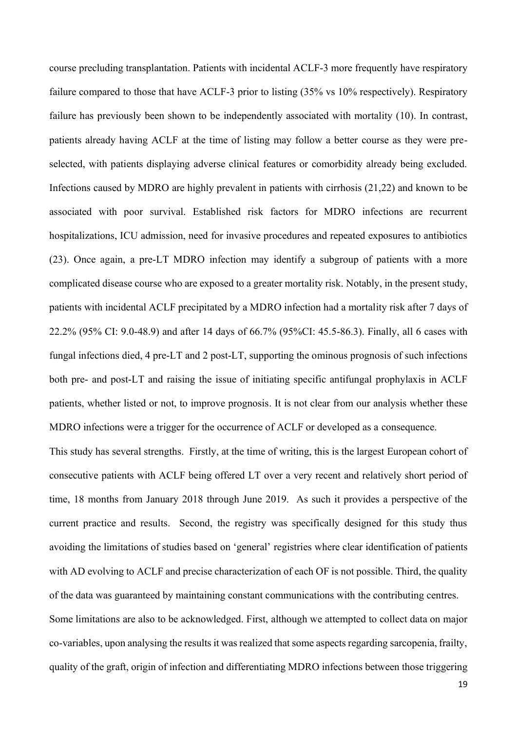course precluding transplantation. Patients with incidental ACLF-3 more frequently have respiratory failure compared to those that have ACLF-3 prior to listing (35% vs 10% respectively). Respiratory failure has previously been shown to be independently associated with mortality (10). In contrast, patients already having ACLF at the time of listing may follow a better course as they were pre-selected, with patients displaying adverse clinical features or comorbidity already being excluded. Infections caused by MDRO are highly prevalent in patients with cirrhosis (21,22) and known to be associated with poor survival. Established risk factors for MDRO infections are recurrent hospitalizations, ICU admission, need for invasive procedures and repeated exposures to antibiotics (23). Once again, a pre-LT MDRO infection may identify a subgroup of patients with a more complicated disease course who are exposed to a greater mortality risk. Notably, in the present study, patients with incidental ACLF precipitated by a MDRO infection had a mortality risk after 7 days of 22.2% (95% CI: 9.0-48.9) and after 14 days of 66.7% (95%CI: 45.5-86.3). Finally, all 6 cases with fungal infections died, 4 pre-LT and 2 post-LT, supporting the ominous prognosis of such infections both pre- and post-LT and raising the issue of initiating specific antifungal prophylaxis in ACLF patients, whether listed or not, to improve prognosis. It is not clear from our analysis whether these MDRO infections were a trigger for the occurrence of ACLF or developed as a consequence.

This study has several strengths. Firstly, at the time of writing, this is the largest European cohort of consecutive patients with ACLF being offered LT over a very recent and relatively short period of time, 18 months from January 2018 through June 2019. As such it provides a perspective of the current practice and results. Second, the registry was specifically designed for this study thus avoiding the limitations of studies based on 'general' registries where clear identification of patients with AD evolving to ACLF and precise characterization of each OF is not possible. Third, the quality of the data was guaranteed by maintaining constant communications with the contributing centres.

Some limitations are also to be acknowledged. First, although we attempted to collect data on major co-variables, upon analysing the results it was realized that some aspects regarding sarcopenia, frailty, quality of the graft, origin of infection and differentiating MDRO infections between those triggering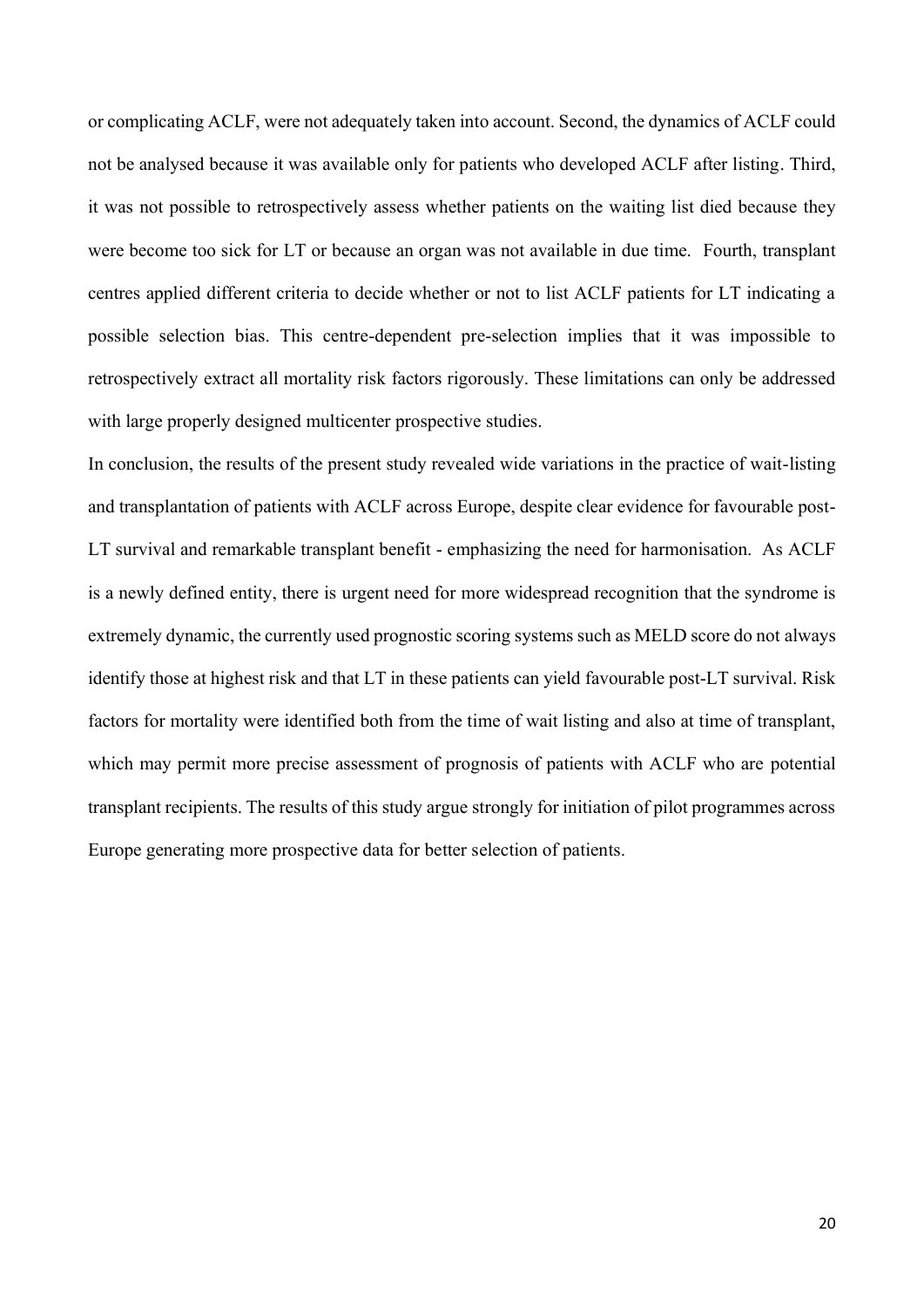or complicating ACLF, were not adequately taken into account. Second, the dynamics of ACLF could not be analysed because it was available only for patients who developed ACLF after listing. Third, it was not possible to retrospectively assess whether patients on the waiting list died because they were become too sick for LT or because an organ was not available in due time. Fourth, transplant centres applied different criteria to decide whether or not to list ACLF patients for LT indicating a possible selection bias. This centre-dependent pre-selection implies that it was impossible to retrospectively extract all mortality risk factors rigorously. These limitations can only be addressed with large properly designed multicenter prospective studies.

In conclusion, the results of the present study revealed wide variations in the practice of wait-listing and transplantation of patients with ACLF across Europe, despite clear evidence for favourable post-LT survival and remarkable transplant benefit - emphasizing the need for harmonisation. As ACLF is a newly defined entity, there is urgent need for more widespread recognition that the syndrome is extremely dynamic, the currently used prognostic scoring systems such as MELD score do not always identify those at highest risk and that LT in these patients can yield favourable post-LT survival. Risk factors for mortality were identified both from the time of wait listing and also at time of transplant, which may permit more precise assessment of prognosis of patients with ACLF who are potential transplant recipients. The results of this study argue strongly for initiation of pilot programmes across Europe generating more prospective data for better selection of patients.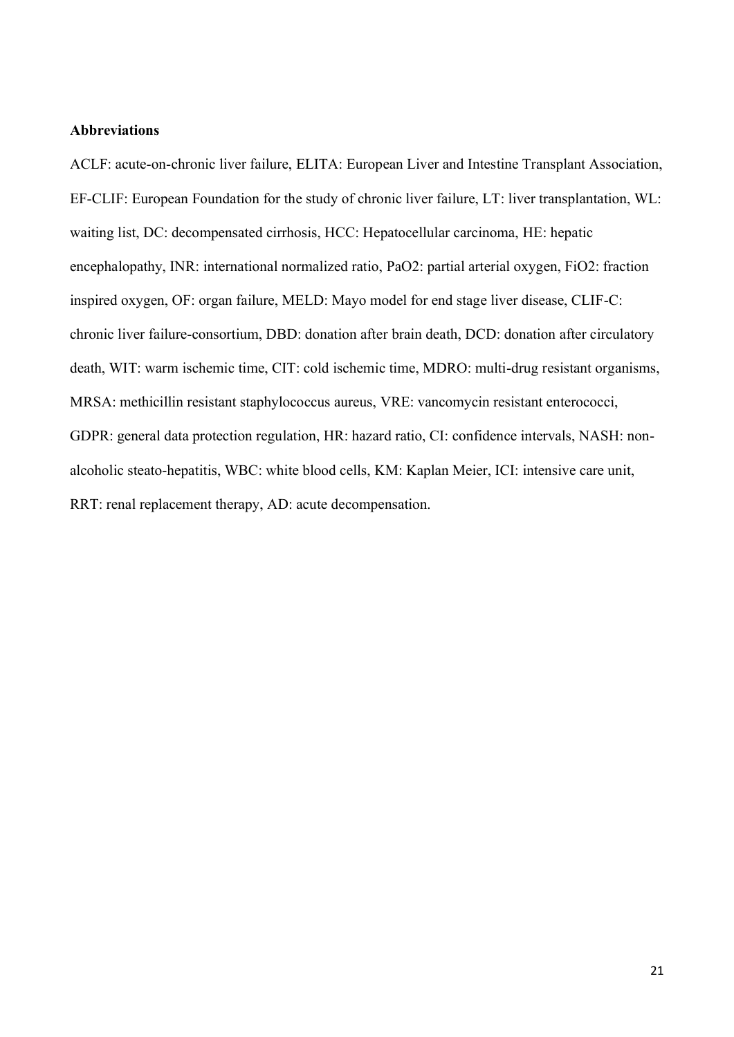**Abbreviations**

ACLF: acute-on-chronic liver failure, ELITA: European Liver and Intestine Transplant Association, EF-CLIF: European Foundation for the study of chronic liver failure, LT: liver transplantation, WL: waiting list, DC: decompensated cirrhosis, HCC: Hepatocellular carcinoma, HE: hepatic encephalopathy, INR: international normalized ratio, PaO2: partial arterial oxygen, FiO2: fraction inspired oxygen, OF: organ failure, MELD: Mayo model for end stage liver disease, CLIF-C: chronic liver failure-consortium, DBD: donation after brain death, DCD: donation after circulatory death, WIT: warm ischemic time, CIT: cold ischemic time, MDRO: multi-drug resistant organisms, MRSA: methicillin resistant staphylococcus aureus, VRE: vancomycin resistant enterococci, GDPR: general data protection regulation, HR: hazard ratio, CI: confidence intervals, NASH: non-alcoholic steato-hepatitis, WBC: white blood cells, KM: Kaplan Meier, ICI: intensive care unit, RRT: renal replacement therapy, AD: acute decompensation.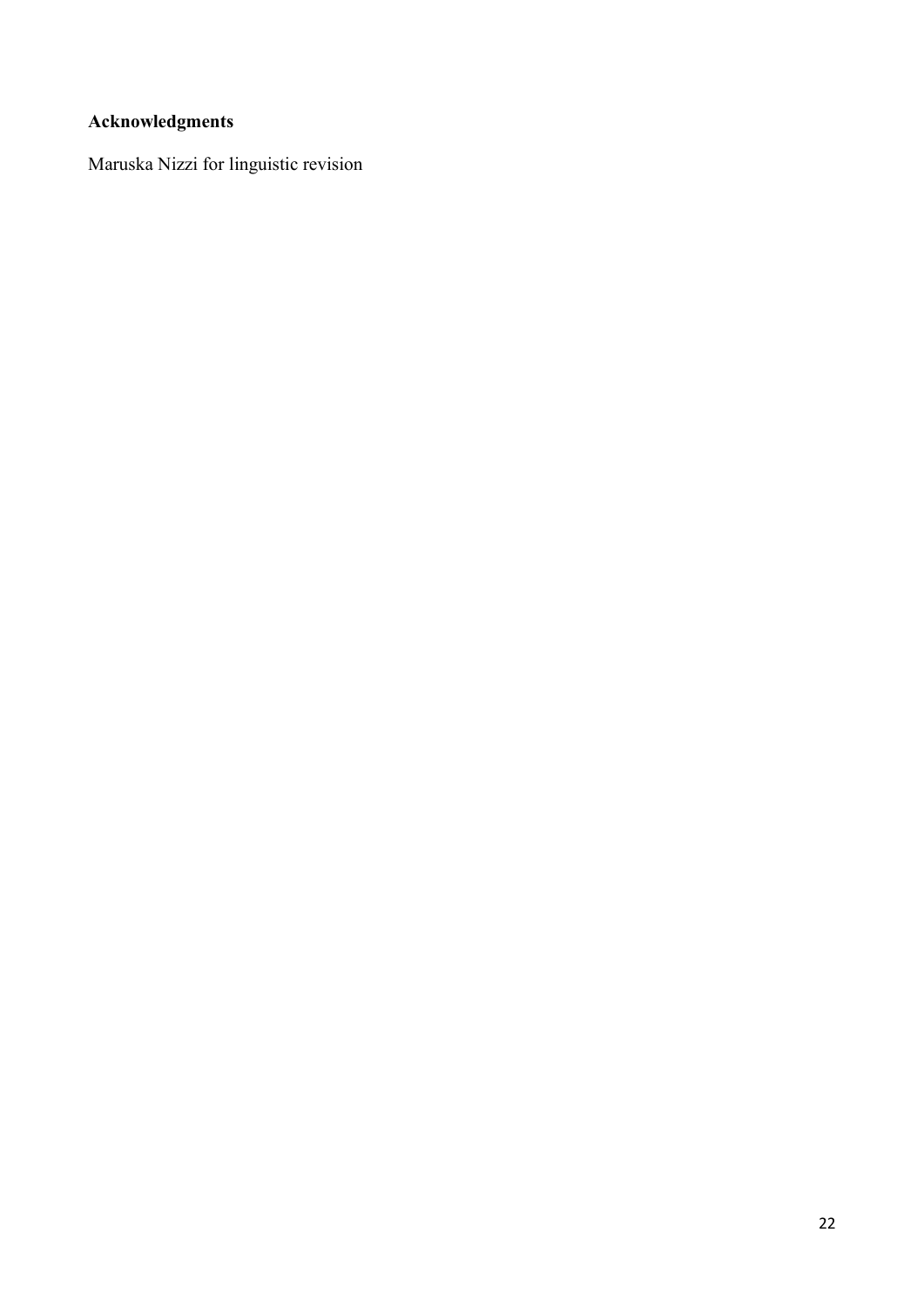## Acknowledgments

Maruska Nizzi for linguistic revision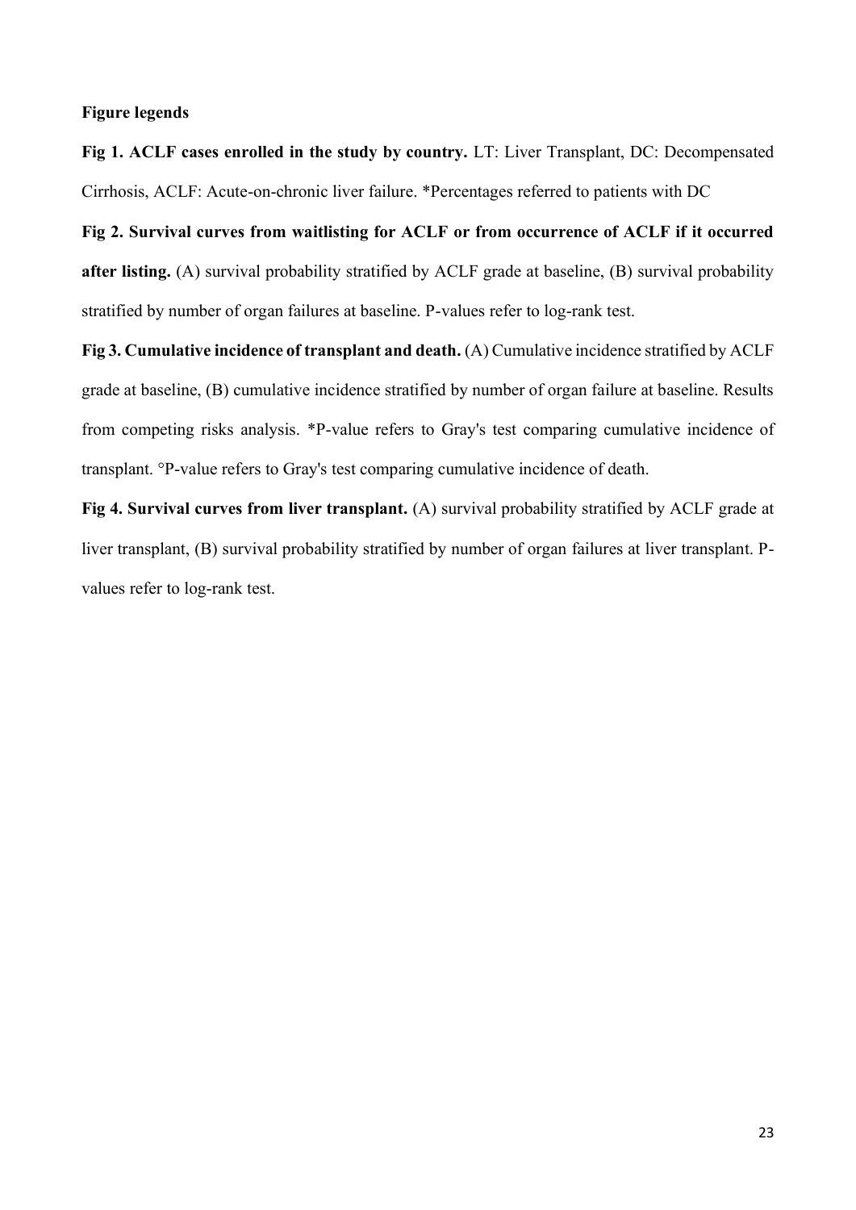**Figure legends**

**Fig 1. ACLF cases enrolled in the study by country.** LT: Liver Transplant, DC: Decompensated Cirrhosis, ACLF: Acute-on-chronic liver failure. *Percentages referred to patients with DC

**Fig 2. Survival curves from waitlisting for ACLF or from occurrence of ACLF if it occurred after listing.** (A) survival probability stratified by ACLF grade at baseline, (B) survival probability stratified by number of organ failures at baseline. P-values refer to log-rank test.

**Fig 3. Cumulative incidence of transplant and death.** (A) Cumulative incidence stratified by ACLF grade at baseline, (B) cumulative incidence stratified by number of organ failure at baseline. Results from competing risks analysis. *P-value refers to Gray's test comparing cumulative incidence of transplant. °P-value refers to Gray's test comparing cumulative incidence of death.

**Fig 4. Survival curves from liver transplant.** (A) survival probability stratified by ACLF grade at liver transplant, (B) survival probability stratified by number of organ failures at liver transplant. P-values refer to log-rank test.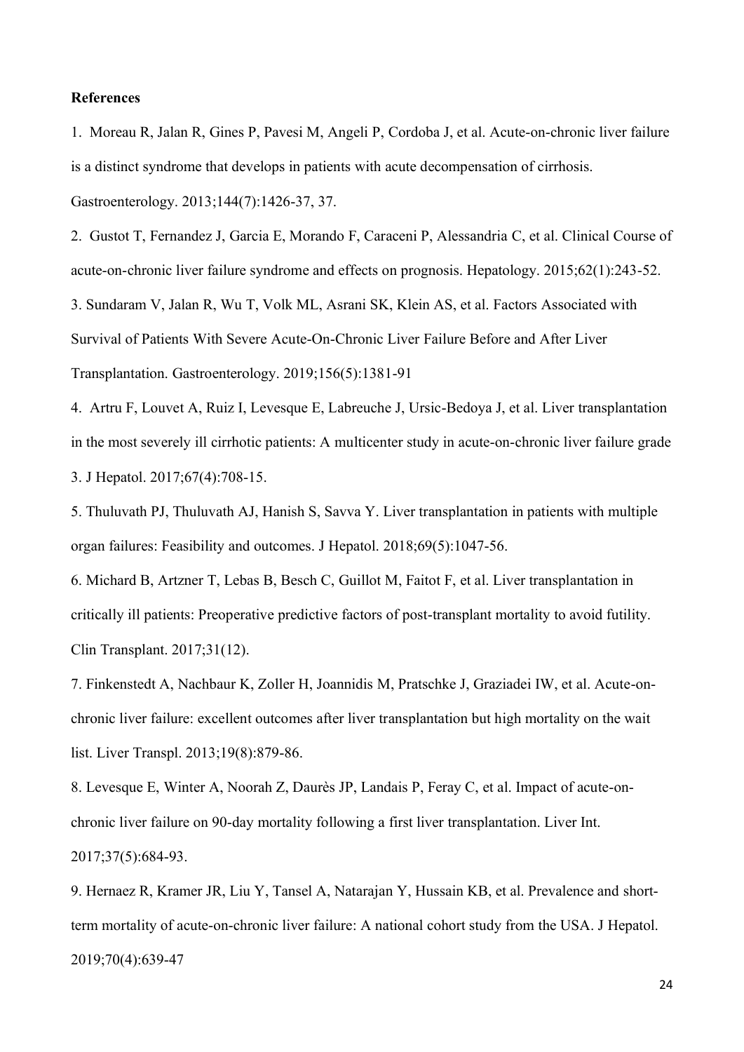**References**

1. Moreau R, Jalan R, Gines P, Pavesi M, Angeli P, Cordoba J, et al. Acute-on-chronic liver failure is a distinct syndrome that develops in patients with acute decompensation of cirrhosis. Gastroenterology. 2013;144(7):1426-37, 37.

2. Gustot T, Fernandez J, Garcia E, Morando F, Caraceni P, Alessandria C, et al. Clinical Course of acute-on-chronic liver failure syndrome and effects on prognosis. Hepatology. 2015;62(1):243-52.

3. Sundaram V, Jalan R, Wu T, Volk ML, Asrani SK, Klein AS, et al. Factors Associated with Survival of Patients With Severe Acute-On-Chronic Liver Failure Before and After Liver Transplantation. Gastroenterology. 2019;156(5):1381-91

4. Artru F, Louvet A, Ruiz I, Levesque E, Labreuche J, Ursic-Bedoya J, et al. Liver transplantation in the most severely ill cirrhotic patients: A multicenter study in acute-on-chronic liver failure grade 3. J Hepatol. 2017;67(4):708-15.

5. Thuluvath PJ, Thuluvath AJ, Hanish S, Savva Y. Liver transplantation in patients with multiple organ failures: Feasibility and outcomes. J Hepatol. 2018;69(5):1047-56.

6. Michard B, Artzner T, Lebas B, Besch C, Guillot M, Faitot F, et al. Liver transplantation in critically ill patients: Preoperative predictive factors of post-transplant mortality to avoid futility. Clin Transplant. 2017;31(12).

7. Finkenstedt A, Nachbaur K, Zoller H, Joannidis M, Pratschke J, Graziadei IW, et al. Acute-on-chronic liver failure: excellent outcomes after liver transplantation but high mortality on the wait list. Liver Transpl. 2013;19(8):879-86.

8. Levesque E, Winter A, Noorah Z, Daurès JP, Landais P, Feray C, et al. Impact of acute-on-chronic liver failure on 90-day mortality following a first liver transplantation. Liver Int. 2017;37(5):684-93.

9. Hernaez R, Kramer JR, Liu Y, Tansel A, Natarajan Y, Hussain KB, et al. Prevalence and short-term mortality of acute-on-chronic liver failure: A national cohort study from the USA. J Hepatol. 2019;70(4):639-47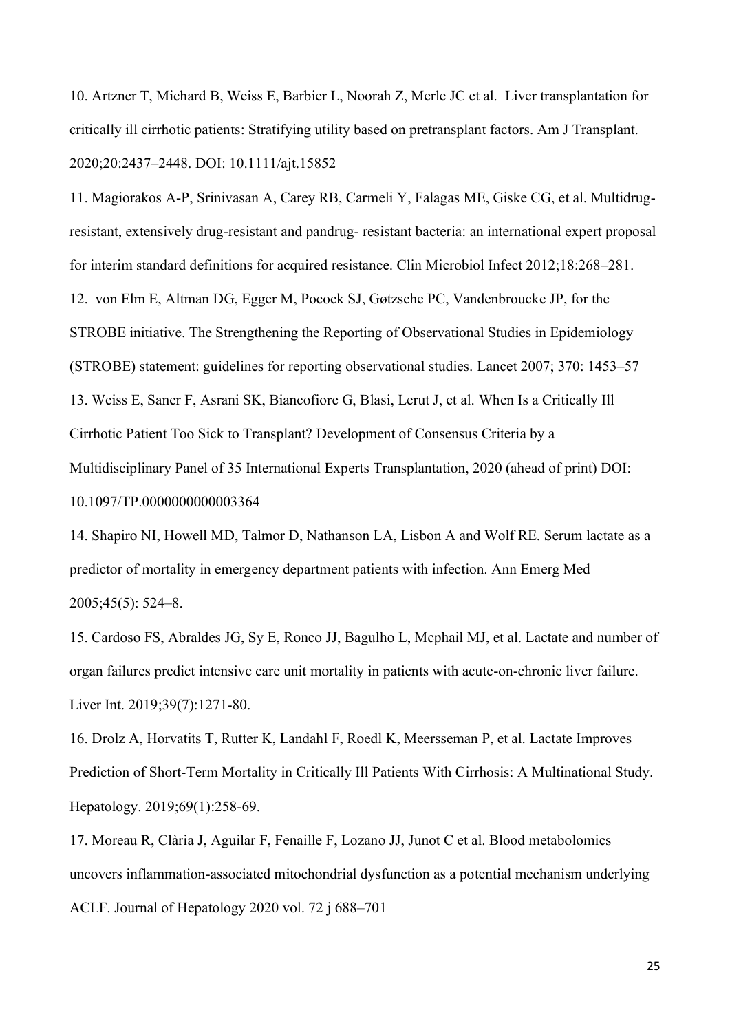10. Artzner T, Michard B, Weiss E, Barbier L, Noorah Z, Merle JC et al. Liver transplantation for critically ill cirrhotic patients: Stratifying utility based on pretransplant factors. Am J Transplant. 2020;20:2437–2448. DOI: 10.1111/ajt.15852

11. Magiorakos A-P, Srinivasan A, Carey RB, Carmeli Y, Falagas ME, Giske CG, et al. Multidrug-resistant, extensively drug-resistant and pandrug- resistant bacteria: an international expert proposal for interim standard definitions for acquired resistance. Clin Microbiol Infect 2012;18:268–281.

12. von Elm E, Altman DG, Egger M, Pocock SJ, Gøtzsche PC, Vandenbroucke JP, for the STROBE initiative. The Strengthening the Reporting of Observational Studies in Epidemiology (STROBE) statement: guidelines for reporting observational studies. Lancet 2007; 370: 1453–57

13. Weiss E, Saner F, Asrani SK, Biancofiore G, Blasi, Lerut J, et al. When Is a Critically Ill Cirrhotic Patient Too Sick to Transplant? Development of Consensus Criteria by a Multidisciplinary Panel of 35 International Experts Transplantation, 2020 (ahead of print) DOI: 10.1097/TP.0000000000003364

14. Shapiro NI, Howell MD, Talmor D, Nathanson LA, Lisbon A and Wolf RE. Serum lactate as a predictor of mortality in emergency department patients with infection. Ann Emerg Med 2005;45(5): 524–8.

15. Cardoso FS, Abraldes JG, Sy E, Ronco JJ, Bagulho L, Mcphail MJ, et al. Lactate and number of organ failures predict intensive care unit mortality in patients with acute-on-chronic liver failure. Liver Int. 2019;39(7):1271-80.

16. Drolz A, Horvatits T, Rutter K, Landahl F, Roedl K, Meersseman P, et al. Lactate Improves Prediction of Short-Term Mortality in Critically Ill Patients With Cirrhosis: A Multinational Study. Hepatology. 2019;69(1):258-69.

17. Moreau R, Clària J, Aguilar F, Fenaille F, Lozano JJ, Junot C et al. Blood metabolomics uncovers inflammation-associated mitochondrial dysfunction as a potential mechanism underlying ACLF. Journal of Hepatology 2020 vol. 72 j 688–701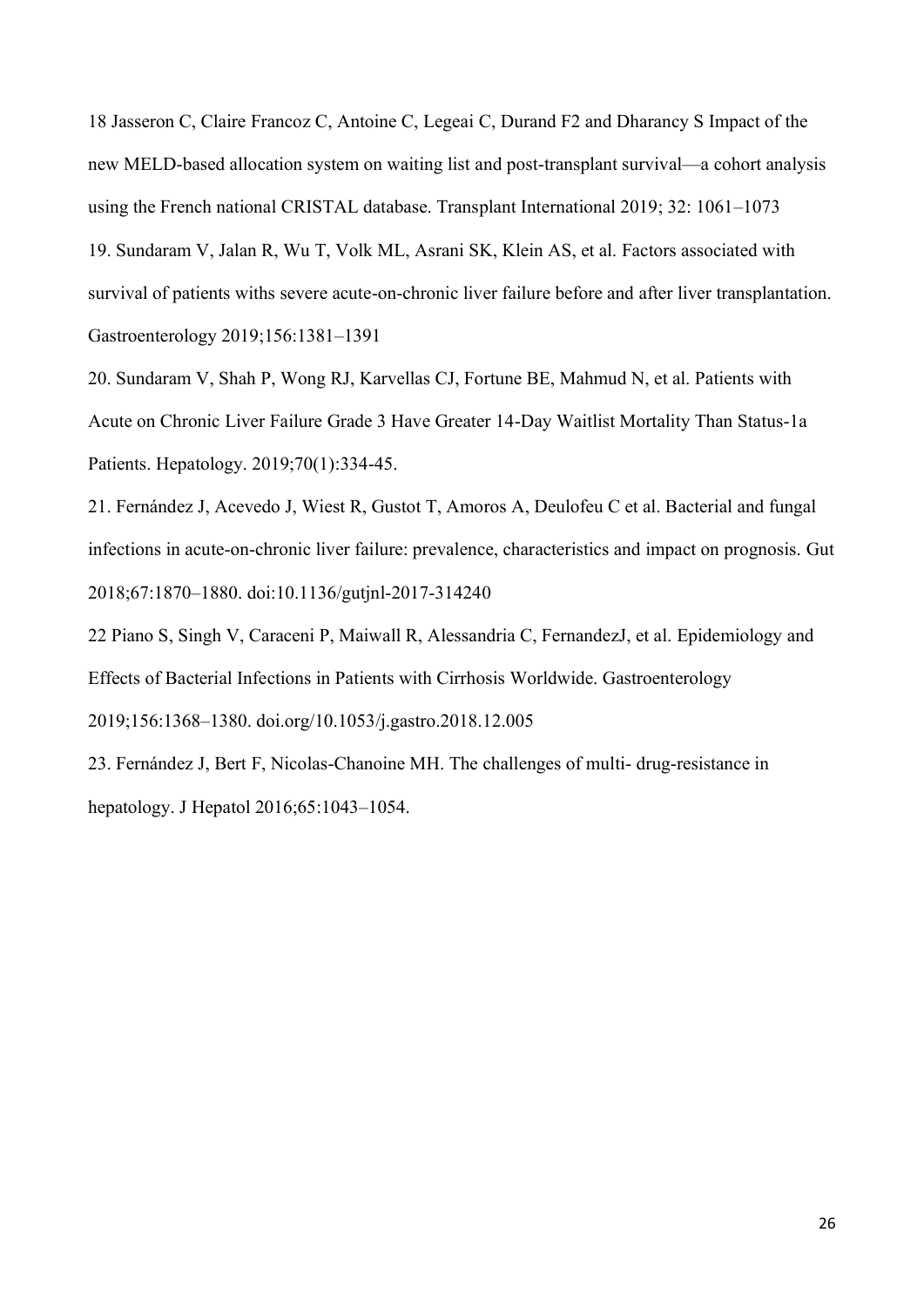18 Jasseron C, Claire Francoz C, Antoine C, Legeai C, Durand F2 and Dharancy S Impact of the new MELD-based allocation system on waiting list and post-transplant survival—a cohort analysis using the French national CRISTAL database. Transplant International 2019; 32: 1061–1073

19. Sundaram V, Jalan R, Wu T, Volk ML, Asrani SK, Klein AS, et al. Factors associated with survival of patients withs severe acute-on-chronic liver failure before and after liver transplantation. Gastroenterology 2019;156:1381–1391

20. Sundaram V, Shah P, Wong RJ, Karvellas CJ, Fortune BE, Mahmud N, et al. Patients with Acute on Chronic Liver Failure Grade 3 Have Greater 14-Day Waitlist Mortality Than Status-1a Patients. Hepatology. 2019;70(1):334-45.

21. Fernández J, Acevedo J, Wiest R, Gustot T, Amoros A, Deulofeu C et al. Bacterial and fungal infections in acute-on-chronic liver failure: prevalence, characteristics and impact on prognosis. Gut 2018;67:1870–1880. doi:10.1136/gutjnl-2017-314240

22 Piano S, Singh V, Caraceni P, Maiwall R, Alessandria C, FernandezJ, et al. Epidemiology and Effects of Bacterial Infections in Patients with Cirrhosis Worldwide. Gastroenterology 2019;156:1368–1380. doi.org/10.1053/j.gastro.2018.12.005

23. Fernández J, Bert F, Nicolas-Chanoine MH. The challenges of multi- drug-resistance in hepatology. J Hepatol 2016;65:1043–1054.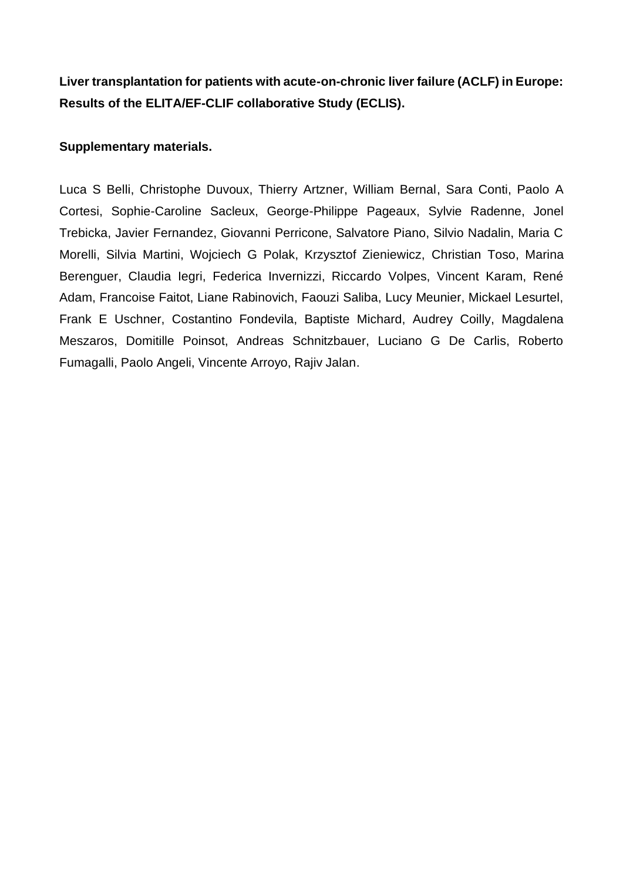**Liver transplantation for patients with acute-on-chronic liver failure (ACLF) in Europe: Results of the ELITA/EF-CLIF collaborative Study (ECLIS).**

**Supplementary materials.**

Luca S Belli, Christophe Duvoux, Thierry Artzner, William Bernal, Sara Conti, Paolo A Cortesi, Sophie-Caroline Sacleux, George-Philippe Pageaux, Sylvie Radenne, Jonel Trebicka, Javier Fernandez, Giovanni Perricone, Salvatore Piano, Silvio Nadalin, Maria C Morelli, Silvia Martini, Wojciech G Polak, Krzysztof Zieniewicz, Christian Toso, Marina Berenguer, Claudia Iegri, Federica Invernizzi, Riccardo Volpes, Vincent Karam, René Adam, Francoise Faitot, Liane Rabinovich, Faouzi Saliba, Lucy Meunier, Mickael Lesurtel, Frank E Uschner, Costantino Fondevila, Baptiste Michard, Audrey Coilly, Magdalena Meszaros, Domitille Poinsot, Andreas Schnitzbauer, Luciano G De Carlis, Roberto Fumagalli, Paolo Angeli, Vincente Arroyo, Rajiv Jalan.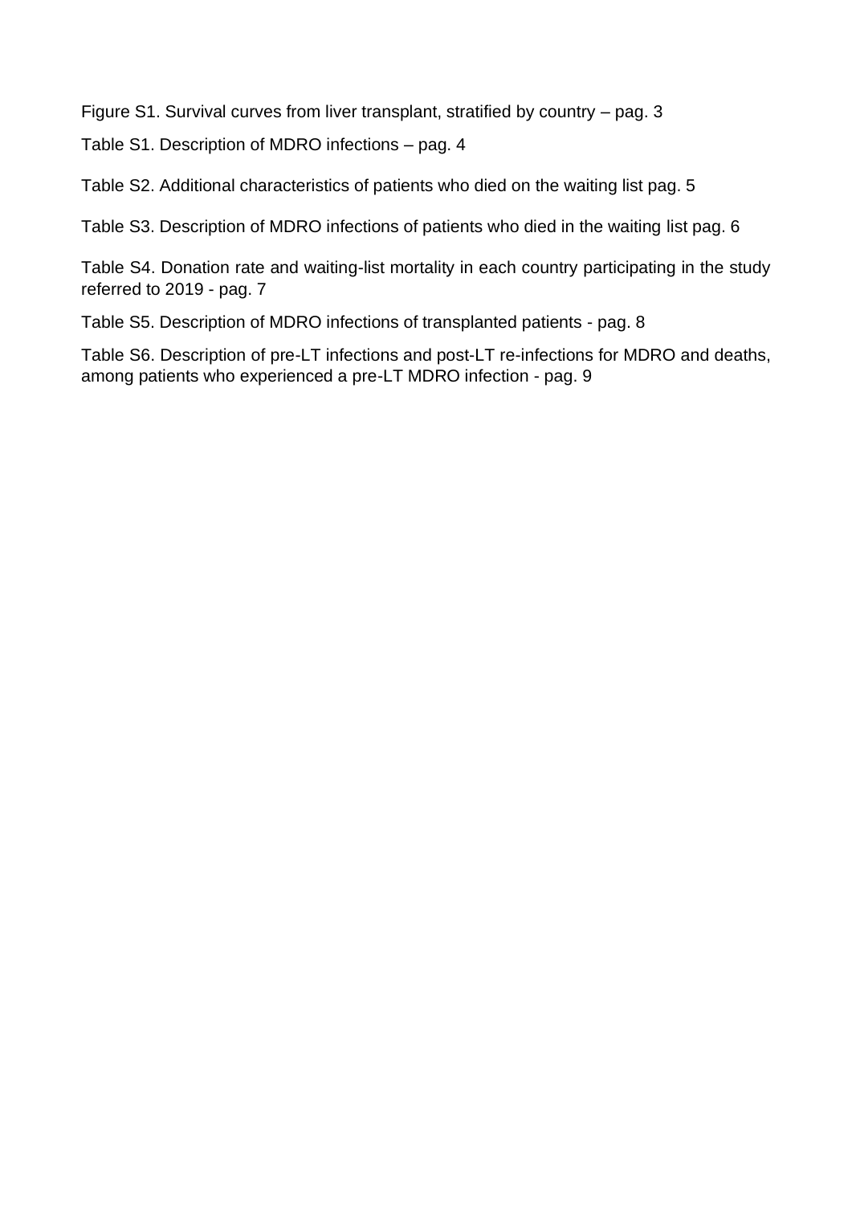Figure S1. Survival curves from liver transplant, stratified by country – pag. 3

Table S1. Description of MDRO infections – pag. 4

Table S2. Additional characteristics of patients who died on the waiting list pag. 5

Table S3. Description of MDRO infections of patients who died in the waiting list pag. 6

Table S4. Donation rate and waiting-list mortality in each country participating in the study referred to 2019 - pag. 7

Table S5. Description of MDRO infections of transplanted patients - pag. 8

Table S6. Description of pre-LT infections and post-LT re-infections for MDRO and deaths, among patients who experienced a pre-LT MDRO infection - pag. 9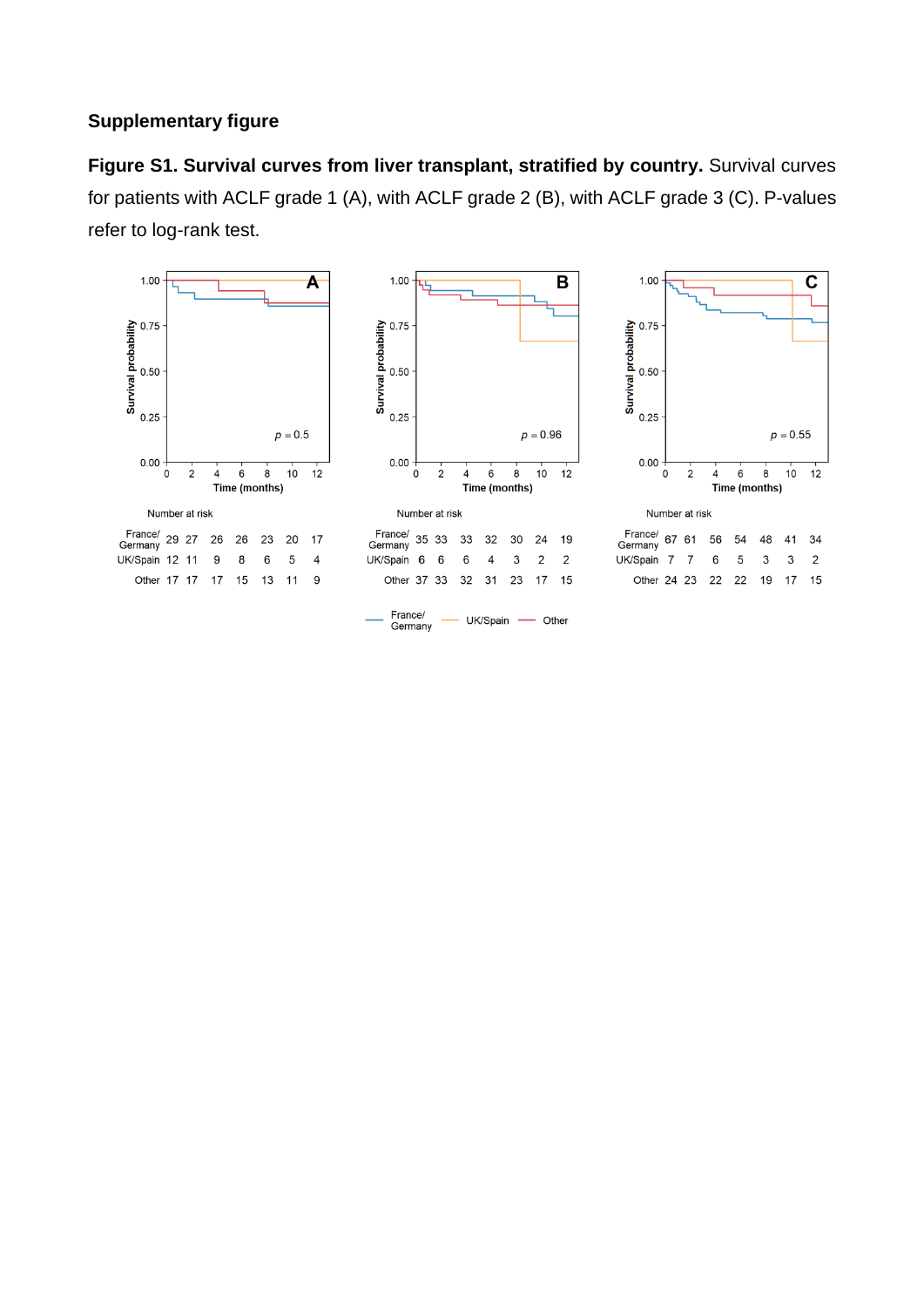**Supplementary figure**

**Figure S1. Survival curves from liver transplant, stratified by country.** Survival curves for patients with ACLF grade 1 (A), with ACLF grade 2 (B), with ACLF grade 3 (C). P-values refer to log-rank test.

**A** ($p = 0.5$)

Number at risk

| Time (months) | 0 | 2 | 4 | 6 | 8 | 10 | 12 |
|---|---|---|---|---|---|---|---|
| France/Germany | 29 | 27 | 26 | 26 | 23 | 20 | 17 |
| UK/Spain | 12 | 11 | 9 | 8 | 6 | 5 | 4 |
| Other | 17 | 17 | 17 | 15 | 13 | 11 | 9 |

**B** ($p = 0.96$)

Number at risk

| Time (months) | 0 | 2 | 4 | 6 | 8 | 10 | 12 |
|---|---|---|---|---|---|---|---|
| France/Germany | 35 | 33 | 33 | 32 | 30 | 24 | 19 |
| UK/Spain | 6 | 6 | 6 | 4 | 3 | 2 | 2 |
| Other | 37 | 33 | 32 | 31 | 23 | 17 | 15 |

**C** ($p = 0.55$)

Number at risk

| Time (months) | 0 | 2 | 4 | 6 | 8 | 10 | 12 |
|---|---|---|---|---|---|---|---|
| France/Germany | 67 | 61 | 56 | 54 | 48 | 41 | 34 |
| UK/Spain | 7 | 7 | 6 | 5 | 3 | 3 | 2 |
| Other | 24 | 23 | 22 | 22 | 19 | 17 | 15 |

Legend: France/Germany, UK/Spain, Other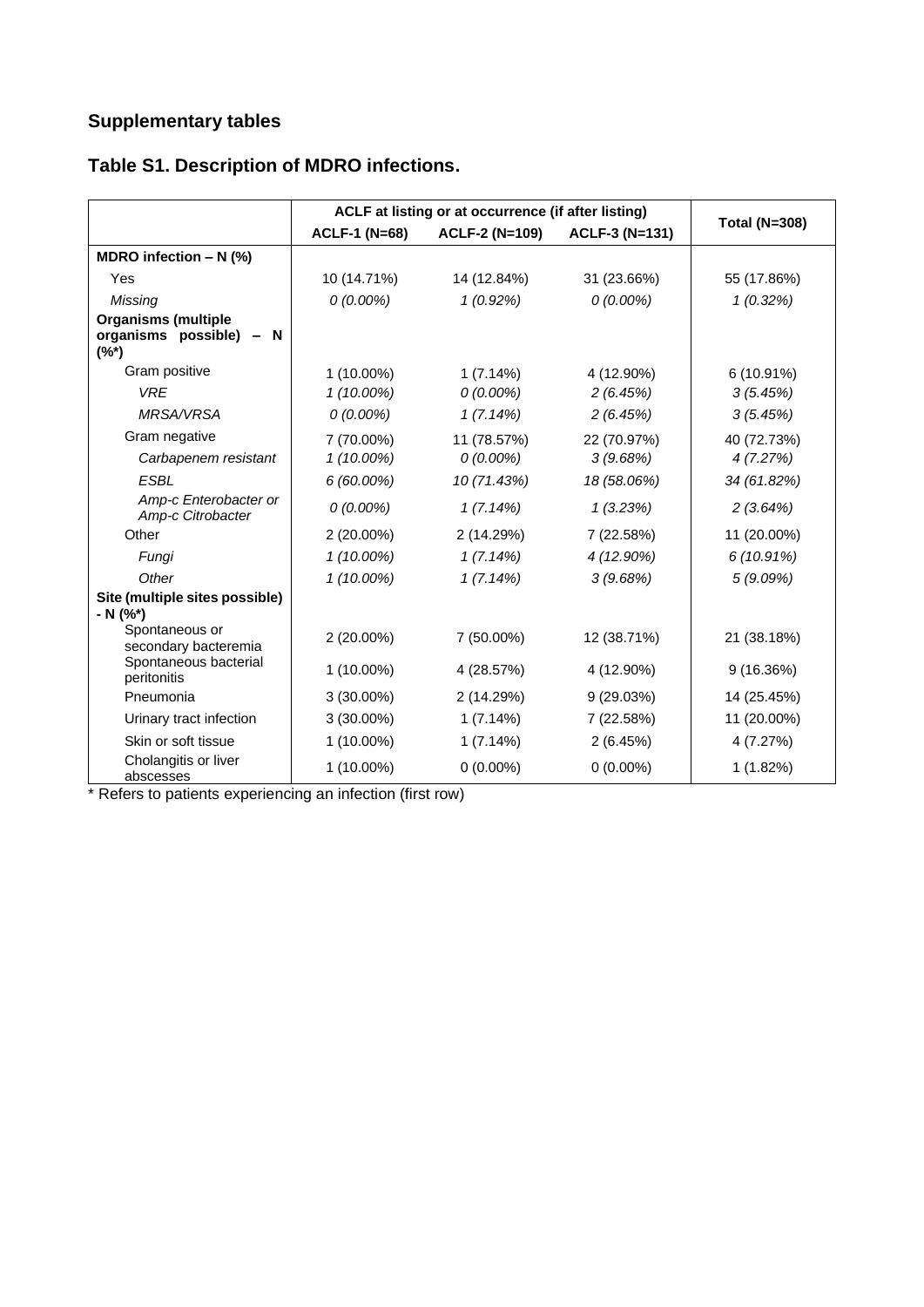## Supplementary tables

### Table S1. Description of MDRO infections.

| | ACLF at listing or at occurrence (if after listing) | | | Total (N=308) |
|---|---|---|---|---|
| | ACLF-1 (N=68) | ACLF-2 (N=109) | ACLF-3 (N=131) | |
| **MDRO infection – N (%)** | | | | |
| Yes | 10 (14.71%) | 14 (12.84%) | 31 (23.66%) | 55 (17.86%) |
| *Missing* | *0 (0.00%)* | *1 (0.92%)* | *0 (0.00%)* | *1 (0.32%)* |
| **Organisms (multiple organisms possible) – N (%*)** | | | | |
| Gram positive | 1 (10.00%) | 1 (7.14%) | 4 (12.90%) | 6 (10.91%) |
| *VRE* | *1 (10.00%)* | *0 (0.00%)* | *2 (6.45%)* | *3 (5.45%)* |
| *MRSA/VRSA* | *0 (0.00%)* | *1 (7.14%)* | *2 (6.45%)* | *3 (5.45%)* |
| Gram negative | 7 (70.00%) | 11 (78.57%) | 22 (70.97%) | 40 (72.73%) |
| *Carbapenem resistant* | *1 (10.00%)* | *0 (0.00%)* | *3 (9.68%)* | *4 (7.27%)* |
| *ESBL* | *6 (60.00%)* | *10 (71.43%)* | *18 (58.06%)* | *34 (61.82%)* |
| *Amp-c Enterobacter or Amp-c Citrobacter* | *0 (0.00%)* | *1 (7.14%)* | *1 (3.23%)* | *2 (3.64%)* |
| Other | 2 (20.00%) | 2 (14.29%) | 7 (22.58%) | 11 (20.00%) |
| *Fungi* | *1 (10.00%)* | *1 (7.14%)* | *4 (12.90%)* | *6 (10.91%)* |
| *Other* | *1 (10.00%)* | *1 (7.14%)* | *3 (9.68%)* | *5 (9.09%)* |
| **Site (multiple sites possible) - N (%*)** | | | | |
| Spontaneous or secondary bacteremia | 2 (20.00%) | 7 (50.00%) | 12 (38.71%) | 21 (38.18%) |
| Spontaneous bacterial peritonitis | 1 (10.00%) | 4 (28.57%) | 4 (12.90%) | 9 (16.36%) |
| Pneumonia | 3 (30.00%) | 2 (14.29%) | 9 (29.03%) | 14 (25.45%) |
| Urinary tract infection | 3 (30.00%) | 1 (7.14%) | 7 (22.58%) | 11 (20.00%) |
| Skin or soft tissue | 1 (10.00%) | 1 (7.14%) | 2 (6.45%) | 4 (7.27%) |
| Cholangitis or liver abscesses | 1 (10.00%) | 0 (0.00%) | 0 (0.00%) | 1 (1.82%) |

* Refers to patients experiencing an infection (first row)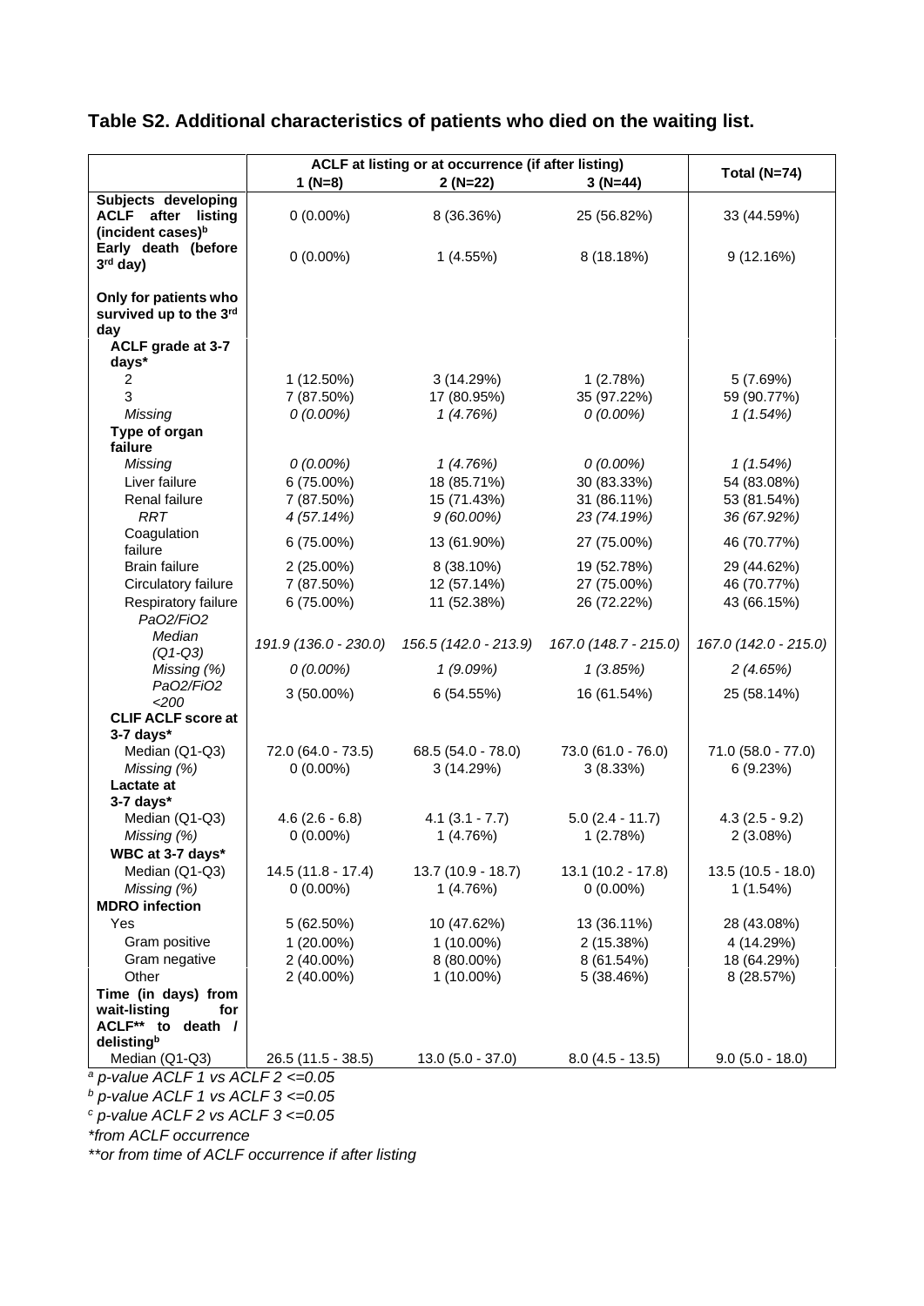## Table S2. Additional characteristics of patients who died on the waiting list.

| | ACLF at listing or at occurrence (if after listing) | | | Total (N=74) |
|---|---|---|---|---|
| | 1 (N=8) | 2 (N=22) | 3 (N=44) | |
| **Subjects developing ACLF after listing (incident cases)[b]** | 0 (0.00%) | 8 (36.36%) | 25 (56.82%) | 33 (44.59%) |
| **Early death (before 3[rd] day)** | 0 (0.00%) | 1 (4.55%) | 8 (18.18%) | 9 (12.16%) |
| **Only for patients who survived up to the 3[rd] day** | | | | |
| **ACLF grade at 3-7 days*** | | | | |
| 2 | 1 (12.50%) | 3 (14.29%) | 1 (2.78%) | 5 (7.69%) |
| 3 | 7 (87.50%) | 17 (80.95%) | 35 (97.22%) | 59 (90.77%) |
| *Missing* | *0 (0.00%)* | *1 (4.76%)* | *0 (0.00%)* | *1 (1.54%)* |
| **Type of organ failure** | | | | |
| *Missing* | *0 (0.00%)* | *1 (4.76%)* | *0 (0.00%)* | *1 (1.54%)* |
| Liver failure | 6 (75.00%) | 18 (85.71%) | 30 (83.33%) | 54 (83.08%) |
| Renal failure | 7 (87.50%) | 15 (71.43%) | 31 (86.11%) | 53 (81.54%) |
| *RRT* | *4 (57.14%)* | *9 (60.00%)* | *23 (74.19%)* | *36 (67.92%)* |
| Coagulation failure | 6 (75.00%) | 13 (61.90%) | 27 (75.00%) | 46 (70.77%) |
| Brain failure | 2 (25.00%) | 8 (38.10%) | 19 (52.78%) | 29 (44.62%) |
| Circulatory failure | 7 (87.50%) | 12 (57.14%) | 27 (75.00%) | 46 (70.77%) |
| Respiratory failure | 6 (75.00%) | 11 (52.38%) | 26 (72.22%) | 43 (66.15%) |
| *PaO2/FiO2* | | | | |
| *Median (Q1-Q3)* | *191.9 (136.0 - 230.0)* | *156.5 (142.0 - 213.9)* | *167.0 (148.7 - 215.0)* | *167.0 (142.0 - 215.0)* |
| *Missing (%)* | *0 (0.00%)* | *1 (9.09%)* | *1 (3.85%)* | *2 (4.65%)* |
| *PaO2/FiO2 <200* | 3 (50.00%) | 6 (54.55%) | 16 (61.54%) | 25 (58.14%) |
| **CLIF ACLF score at 3-7 days*** | | | | |
| Median (Q1-Q3) | 72.0 (64.0 - 73.5) | 68.5 (54.0 - 78.0) | 73.0 (61.0 - 76.0) | 71.0 (58.0 - 77.0) |
| *Missing (%)* | 0 (0.00%) | 3 (14.29%) | 3 (8.33%) | 6 (9.23%) |
| **Lactate at 3-7 days*** | | | | |
| Median (Q1-Q3) | 4.6 (2.6 - 6.8) | 4.1 (3.1 - 7.7) | 5.0 (2.4 - 11.7) | 4.3 (2.5 - 9.2) |
| *Missing (%)* | 0 (0.00%) | 1 (4.76%) | 1 (2.78%) | 2 (3.08%) |
| **WBC at 3-7 days*** | | | | |
| Median (Q1-Q3) | 14.5 (11.8 - 17.4) | 13.7 (10.9 - 18.7) | 13.1 (10.2 - 17.8) | 13.5 (10.5 - 18.0) |
| *Missing (%)* | 0 (0.00%) | 1 (4.76%) | 0 (0.00%) | 1 (1.54%) |
| **MDRO infection** | | | | |
| Yes | 5 (62.50%) | 10 (47.62%) | 13 (36.11%) | 28 (43.08%) |
| Gram positive | 1 (20.00%) | 1 (10.00%) | 2 (15.38%) | 4 (14.29%) |
| Gram negative | 2 (40.00%) | 8 (80.00%) | 8 (61.54%) | 18 (64.29%) |
| Other | 2 (40.00%) | 1 (10.00%) | 5 (38.46%) | 8 (28.57%) |
| **Time (in days) from wait-listing for ACLF** to death / delisting[b]** | | | | |
| Median (Q1-Q3) | 26.5 (11.5 - 38.5) | 13.0 (5.0 - 37.0) | 8.0 (4.5 - 13.5) | 9.0 (5.0 - 18.0) |

*[a] p-value ACLF 1 vs ACLF 2 <=0.05*

*[b] p-value ACLF 1 vs ACLF 3 <=0.05*

*[c] p-value ACLF 2 vs ACLF 3 <=0.05*

*\*from ACLF occurrence*

*\*\*or from time of ACLF occurrence if after listing*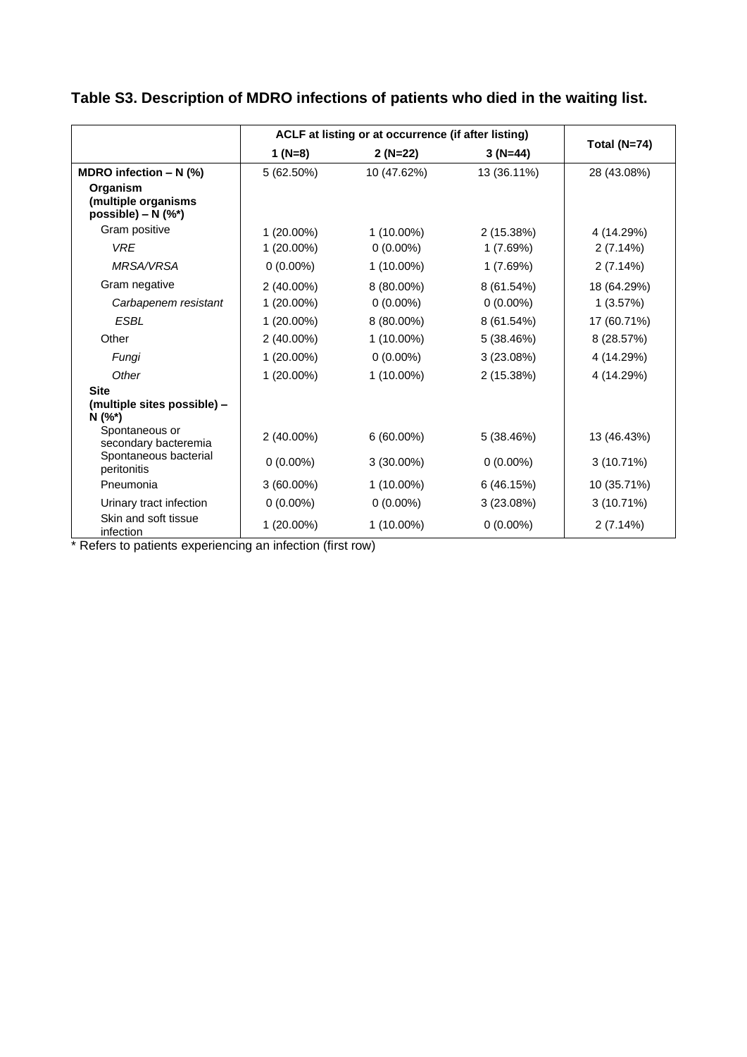**Table S3. Description of MDRO infections of patients who died in the waiting list.**

| | ACLF at listing or at occurrence (if after listing) | | | Total (N=74) |
|---|---|---|---|---|
| | 1 (N=8) | 2 (N=22) | 3 (N=44) | |
| **MDRO infection – N (%)** | 5 (62.50%) | 10 (47.62%) | 13 (36.11%) | 28 (43.08%) |
| **Organism (multiple organisms possible) – N (%\*)** | | | | |
| Gram positive | 1 (20.00%) | 1 (10.00%) | 2 (15.38%) | 4 (14.29%) |
| *VRE* | 1 (20.00%) | 0 (0.00%) | 1 (7.69%) | 2 (7.14%) |
| *MRSA/VRSA* | 0 (0.00%) | 1 (10.00%) | 1 (7.69%) | 2 (7.14%) |
| Gram negative | 2 (40.00%) | 8 (80.00%) | 8 (61.54%) | 18 (64.29%) |
| *Carbapenem resistant* | 1 (20.00%) | 0 (0.00%) | 0 (0.00%) | 1 (3.57%) |
| *ESBL* | 1 (20.00%) | 8 (80.00%) | 8 (61.54%) | 17 (60.71%) |
| Other | 2 (40.00%) | 1 (10.00%) | 5 (38.46%) | 8 (28.57%) |
| *Fungi* | 1 (20.00%) | 0 (0.00%) | 3 (23.08%) | 4 (14.29%) |
| *Other* | 1 (20.00%) | 1 (10.00%) | 2 (15.38%) | 4 (14.29%) |
| **Site (multiple sites possible) – N (%\*)** | | | | |
| Spontaneous or secondary bacteremia | 2 (40.00%) | 6 (60.00%) | 5 (38.46%) | 13 (46.43%) |
| Spontaneous bacterial peritonitis | 0 (0.00%) | 3 (30.00%) | 0 (0.00%) | 3 (10.71%) |
| Pneumonia | 3 (60.00%) | 1 (10.00%) | 6 (46.15%) | 10 (35.71%) |
| Urinary tract infection | 0 (0.00%) | 0 (0.00%) | 3 (23.08%) | 3 (10.71%) |
| Skin and soft tissue infection | 1 (20.00%) | 1 (10.00%) | 0 (0.00%) | 2 (7.14%) |

\* Refers to patients experiencing an infection (first row)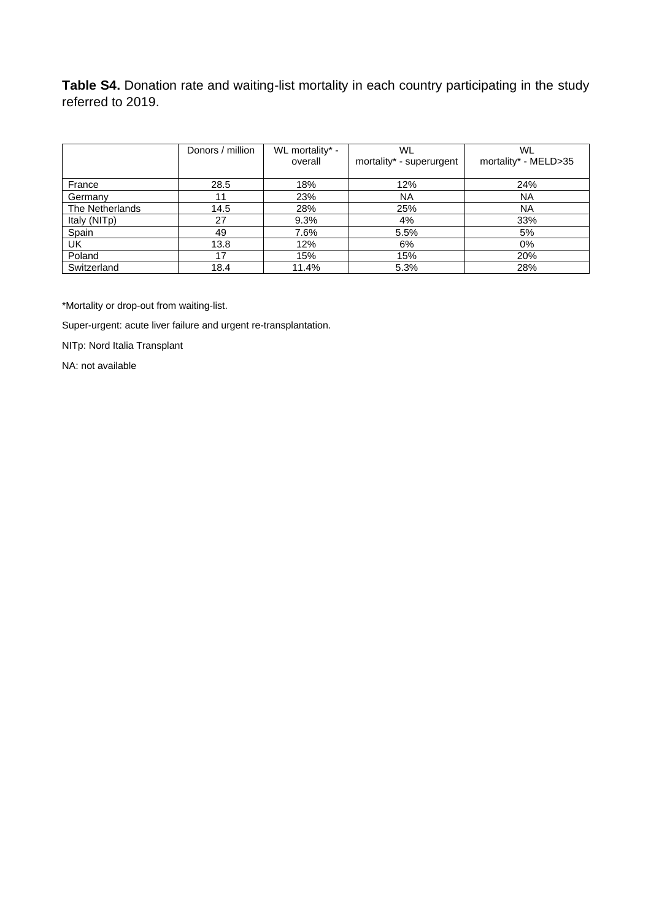**Table S4.** Donation rate and waiting-list mortality in each country participating in the study referred to 2019.

| | Donors / million | WL mortality* - overall | WL mortality* - superurgent | WL mortality* - MELD>35 |
|---|---|---|---|---|
| France | 28.5 | 18% | 12% | 24% |
| Germany | 11 | 23% | NA | NA |
| The Netherlands | 14.5 | 28% | 25% | NA |
| Italy (NITp) | 27 | 9.3% | 4% | 33% |
| Spain | 49 | 7.6% | 5.5% | 5% |
| UK | 13.8 | 12% | 6% | 0% |
| Poland | 17 | 15% | 15% | 20% |
| Switzerland | 18.4 | 11.4% | 5.3% | 28% |

*Mortality or drop-out from waiting-list.

Super-urgent: acute liver failure and urgent re-transplantation.

NITp: Nord Italia Transplant

NA: not available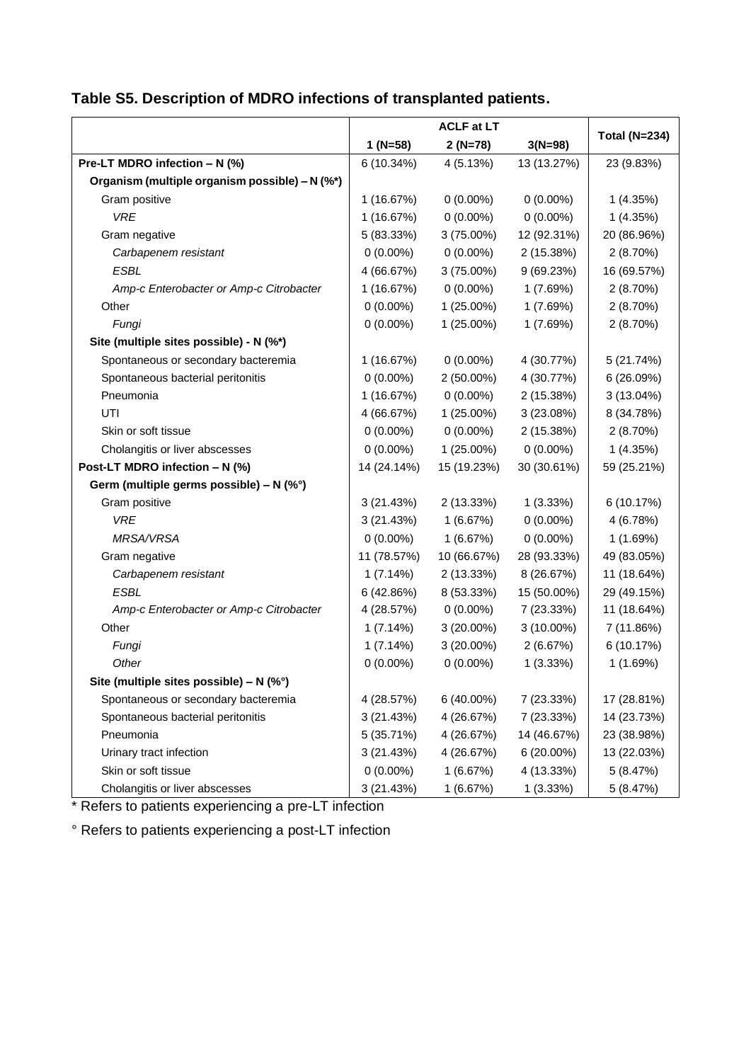**Table S5. Description of MDRO infections of transplanted patients.**

| | ACLF at LT | | | Total (N=234) |
|---|---|---|---|---|
| | 1 (N=58) | 2 (N=78) | 3(N=98) | |
| **Pre-LT MDRO infection – N (%)** | 6 (10.34%) | 4 (5.13%) | 13 (13.27%) | 23 (9.83%) |
| **Organism (multiple organism possible) – N (%*)** | | | | |
| Gram positive | 1 (16.67%) | 0 (0.00%) | 0 (0.00%) | 1 (4.35%) |
| *VRE* | 1 (16.67%) | 0 (0.00%) | 0 (0.00%) | 1 (4.35%) |
| Gram negative | 5 (83.33%) | 3 (75.00%) | 12 (92.31%) | 20 (86.96%) |
| *Carbapenem resistant* | 0 (0.00%) | 0 (0.00%) | 2 (15.38%) | 2 (8.70%) |
| *ESBL* | 4 (66.67%) | 3 (75.00%) | 9 (69.23%) | 16 (69.57%) |
| *Amp-c Enterobacter or Amp-c Citrobacter* | 1 (16.67%) | 0 (0.00%) | 1 (7.69%) | 2 (8.70%) |
| Other | 0 (0.00%) | 1 (25.00%) | 1 (7.69%) | 2 (8.70%) |
| *Fungi* | 0 (0.00%) | 1 (25.00%) | 1 (7.69%) | 2 (8.70%) |
| **Site (multiple sites possible) - N (%*)** | | | | |
| Spontaneous or secondary bacteremia | 1 (16.67%) | 0 (0.00%) | 4 (30.77%) | 5 (21.74%) |
| Spontaneous bacterial peritonitis | 0 (0.00%) | 2 (50.00%) | 4 (30.77%) | 6 (26.09%) |
| Pneumonia | 1 (16.67%) | 0 (0.00%) | 2 (15.38%) | 3 (13.04%) |
| UTI | 4 (66.67%) | 1 (25.00%) | 3 (23.08%) | 8 (34.78%) |
| Skin or soft tissue | 0 (0.00%) | 0 (0.00%) | 2 (15.38%) | 2 (8.70%) |
| Cholangitis or liver abscesses | 0 (0.00%) | 1 (25.00%) | 0 (0.00%) | 1 (4.35%) |
| **Post-LT MDRO infection – N (%)** | 14 (24.14%) | 15 (19.23%) | 30 (30.61%) | 59 (25.21%) |
| **Germ (multiple germs possible) – N (%°)** | | | | |
| Gram positive | 3 (21.43%) | 2 (13.33%) | 1 (3.33%) | 6 (10.17%) |
| *VRE* | 3 (21.43%) | 1 (6.67%) | 0 (0.00%) | 4 (6.78%) |
| *MRSA/VRSA* | 0 (0.00%) | 1 (6.67%) | 0 (0.00%) | 1 (1.69%) |
| Gram negative | 11 (78.57%) | 10 (66.67%) | 28 (93.33%) | 49 (83.05%) |
| *Carbapenem resistant* | 1 (7.14%) | 2 (13.33%) | 8 (26.67%) | 11 (18.64%) |
| *ESBL* | 6 (42.86%) | 8 (53.33%) | 15 (50.00%) | 29 (49.15%) |
| *Amp-c Enterobacter or Amp-c Citrobacter* | 4 (28.57%) | 0 (0.00%) | 7 (23.33%) | 11 (18.64%) |
| Other | 1 (7.14%) | 3 (20.00%) | 3 (10.00%) | 7 (11.86%) |
| *Fungi* | 1 (7.14%) | 3 (20.00%) | 2 (6.67%) | 6 (10.17%) |
| *Other* | 0 (0.00%) | 0 (0.00%) | 1 (3.33%) | 1 (1.69%) |
| **Site (multiple sites possible) – N (%°)** | | | | |
| Spontaneous or secondary bacteremia | 4 (28.57%) | 6 (40.00%) | 7 (23.33%) | 17 (28.81%) |
| Spontaneous bacterial peritonitis | 3 (21.43%) | 4 (26.67%) | 7 (23.33%) | 14 (23.73%) |
| Pneumonia | 5 (35.71%) | 4 (26.67%) | 14 (46.67%) | 23 (38.98%) |
| Urinary tract infection | 3 (21.43%) | 4 (26.67%) | 6 (20.00%) | 13 (22.03%) |
| Skin or soft tissue | 0 (0.00%) | 1 (6.67%) | 4 (13.33%) | 5 (8.47%) |
| Cholangitis or liver abscesses | 3 (21.43%) | 1 (6.67%) | 1 (3.33%) | 5 (8.47%) |

* Refers to patients experiencing a pre-LT infection

° Refers to patients experiencing a post-LT infection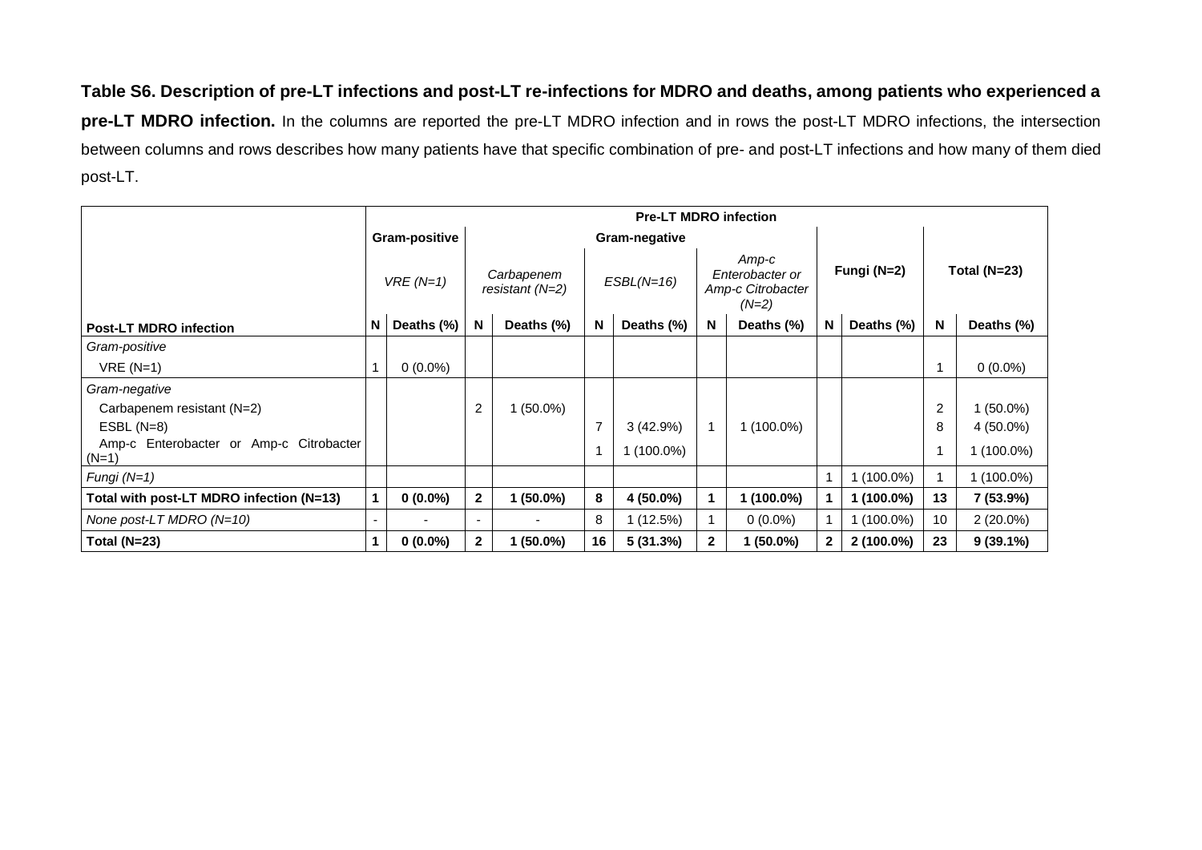**Table S6. Description of pre-LT infections and post-LT re-infections for MDRO and deaths, among patients who experienced a pre-LT MDRO infection.** In the columns are reported the pre-LT MDRO infection and in rows the post-LT MDRO infections, the intersection between columns and rows describes how many patients have that specific combination of pre- and post-LT infections and how many of them died post-LT.

| | Pre-LT MDRO infection | | | | | | | | | | | |
|---|---|---|---|---|---|---|---|---|---|---|---|---|
| | Gram-positive | | Gram-negative | | | | | | | | | |
| | *VRE (N=1)* | | *Carbapenem resistant (N=2)* | | *ESBL(N=16)* | | *Amp-c Enterobacter or Amp-c Citrobacter (N=2)* | | Fungi (N=2) | | Total (N=23) | |
| **Post-LT MDRO infection** | **N** | **Deaths (%)** | **N** | **Deaths (%)** | **N** | **Deaths (%)** | **N** | **Deaths (%)** | **N** | **Deaths (%)** | **N** | **Deaths (%)** |
| *Gram-positive* | | | | | | | | | | | | |
| VRE (N=1) | 1 | 0 (0.0%) | | | | | | | | | 1 | 0 (0.0%) |
| *Gram-negative* | | | | | | | | | | | | |
| Carbapenem resistant (N=2) | | | 2 | 1 (50.0%) | | | | | | | 2 | 1 (50.0%) |
| ESBL (N=8) | | | | | 7 | 3 (42.9%) | 1 | 1 (100.0%) | | | 8 | 4 (50.0%) |
| Amp-c Enterobacter or Amp-c Citrobacter (N=1) | | | | | 1 | 1 (100.0%) | | | | | 1 | 1 (100.0%) |
| *Fungi (N=1)* | | | | | | | | | 1 | 1 (100.0%) | 1 | 1 (100.0%) |
| **Total with post-LT MDRO infection (N=13)** | **1** | **0 (0.0%)** | **2** | **1 (50.0%)** | **8** | **4 (50.0%)** | **1** | **1 (100.0%)** | **1** | **1 (100.0%)** | **13** | **7 (53.9%)** |
| *None post-LT MDRO (N=10)* | - | - | - | - | 8 | 1 (12.5%) | 1 | 0 (0.0%) | 1 | 1 (100.0%) | 10 | 2 (20.0%) |
| **Total (N=23)** | **1** | **0 (0.0%)** | **2** | **1 (50.0%)** | **16** | **5 (31.3%)** | **2** | **1 (50.0%)** | **2** | **2 (100.0%)** | **23** | **9 (39.1%)** |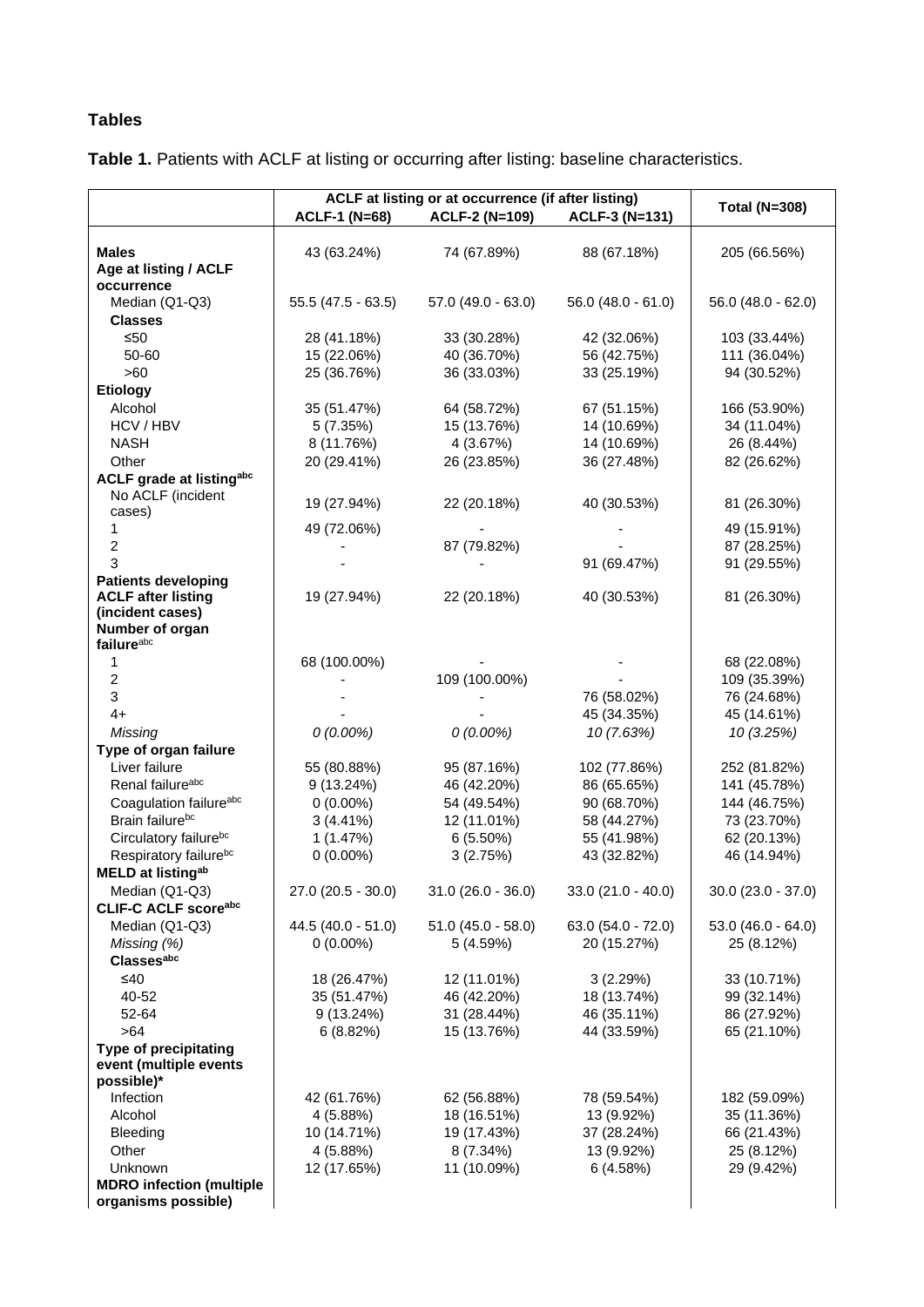## Tables

**Table 1.** Patients with ACLF at listing or occurring after listing: baseline characteristics.

| | ACLF at listing or at occurrence (if after listing) | | | Total (N=308) |
|---|---|---|---|---|
| | ACLF-1 (N=68) | ACLF-2 (N=109) | ACLF-3 (N=131) | |
| **Males** | 43 (63.24%) | 74 (67.89%) | 88 (67.18%) | 205 (66.56%) |
| **Age at listing / ACLF occurrence** | | | | |
| Median (Q1-Q3) | 55.5 (47.5 - 63.5) | 57.0 (49.0 - 63.0) | 56.0 (48.0 - 61.0) | 56.0 (48.0 - 62.0) |
| **Classes** | | | | |
| ≤50 | 28 (41.18%) | 33 (30.28%) | 42 (32.06%) | 103 (33.44%) |
| 50-60 | 15 (22.06%) | 40 (36.70%) | 56 (42.75%) | 111 (36.04%) |
| >60 | 25 (36.76%) | 36 (33.03%) | 33 (25.19%) | 94 (30.52%) |
| **Etiology** | | | | |
| Alcohol | 35 (51.47%) | 64 (58.72%) | 67 (51.15%) | 166 (53.90%) |
| HCV / HBV | 5 (7.35%) | 15 (13.76%) | 14 (10.69%) | 34 (11.04%) |
| NASH | 8 (11.76%) | 4 (3.67%) | 14 (10.69%) | 26 (8.44%) |
| Other | 20 (29.41%) | 26 (23.85%) | 36 (27.48%) | 82 (26.62%) |
| **ACLF grade at listing[abc]** | | | | |
| No ACLF (incident cases) | 19 (27.94%) | 22 (20.18%) | 40 (30.53%) | 81 (26.30%) |
| 1 | 49 (72.06%) | - | - | 49 (15.91%) |
| 2 | - | 87 (79.82%) | - | 87 (28.25%) |
| 3 | - | - | 91 (69.47%) | 91 (29.55%) |
| **Patients developing ACLF after listing (incident cases)** | 19 (27.94%) | 22 (20.18%) | 40 (30.53%) | 81 (26.30%) |
| **Number of organ failure[abc]** | | | | |
| 1 | 68 (100.00%) | - | - | 68 (22.08%) |
| 2 | - | 109 (100.00%) | - | 109 (35.39%) |
| 3 | - | - | 76 (58.02%) | 76 (24.68%) |
| 4+ | - | - | 45 (34.35%) | 45 (14.61%) |
| *Missing* | *0 (0.00%)* | *0 (0.00%)* | *10 (7.63%)* | *10 (3.25%)* |
| **Type of organ failure** | | | | |
| Liver failure | 55 (80.88%) | 95 (87.16%) | 102 (77.86%) | 252 (81.82%) |
| Renal failure[abc] | 9 (13.24%) | 46 (42.20%) | 86 (65.65%) | 141 (45.78%) |
| Coagulation failure[abc] | 0 (0.00%) | 54 (49.54%) | 90 (68.70%) | 144 (46.75%) |
| Brain failure[bc] | 3 (4.41%) | 12 (11.01%) | 58 (44.27%) | 73 (23.70%) |
| Circulatory failure[bc] | 1 (1.47%) | 6 (5.50%) | 55 (41.98%) | 62 (20.13%) |
| Respiratory failure[bc] | 0 (0.00%) | 3 (2.75%) | 43 (32.82%) | 46 (14.94%) |
| **MELD at listing[ab]** | | | | |
| Median (Q1-Q3) | 27.0 (20.5 - 30.0) | 31.0 (26.0 - 36.0) | 33.0 (21.0 - 40.0) | 30.0 (23.0 - 37.0) |
| **CLIF-C ACLF score[abc]** | | | | |
| Median (Q1-Q3) | 44.5 (40.0 - 51.0) | 51.0 (45.0 - 58.0) | 63.0 (54.0 - 72.0) | 53.0 (46.0 - 64.0) |
| *Missing (%)* | 0 (0.00%) | 5 (4.59%) | 20 (15.27%) | 25 (8.12%) |
| **Classes[abc]** | | | | |
| ≤40 | 18 (26.47%) | 12 (11.01%) | 3 (2.29%) | 33 (10.71%) |
| 40-52 | 35 (51.47%) | 46 (42.20%) | 18 (13.74%) | 99 (32.14%) |
| 52-64 | 9 (13.24%) | 31 (28.44%) | 46 (35.11%) | 86 (27.92%) |
| >64 | 6 (8.82%) | 15 (13.76%) | 44 (33.59%) | 65 (21.10%) |
| **Type of precipitating event (multiple events possible)*** | | | | |
| Infection | 42 (61.76%) | 62 (56.88%) | 78 (59.54%) | 182 (59.09%) |
| Alcohol | 4 (5.88%) | 18 (16.51%) | 13 (9.92%) | 35 (11.36%) |
| Bleeding | 10 (14.71%) | 19 (17.43%) | 37 (28.24%) | 66 (21.43%) |
| Other | 4 (5.88%) | 8 (7.34%) | 13 (9.92%) | 25 (8.12%) |
| Unknown | 12 (17.65%) | 11 (10.09%) | 6 (4.58%) | 29 (9.42%) |
| **MDRO infection (multiple organisms possible)** | | | | |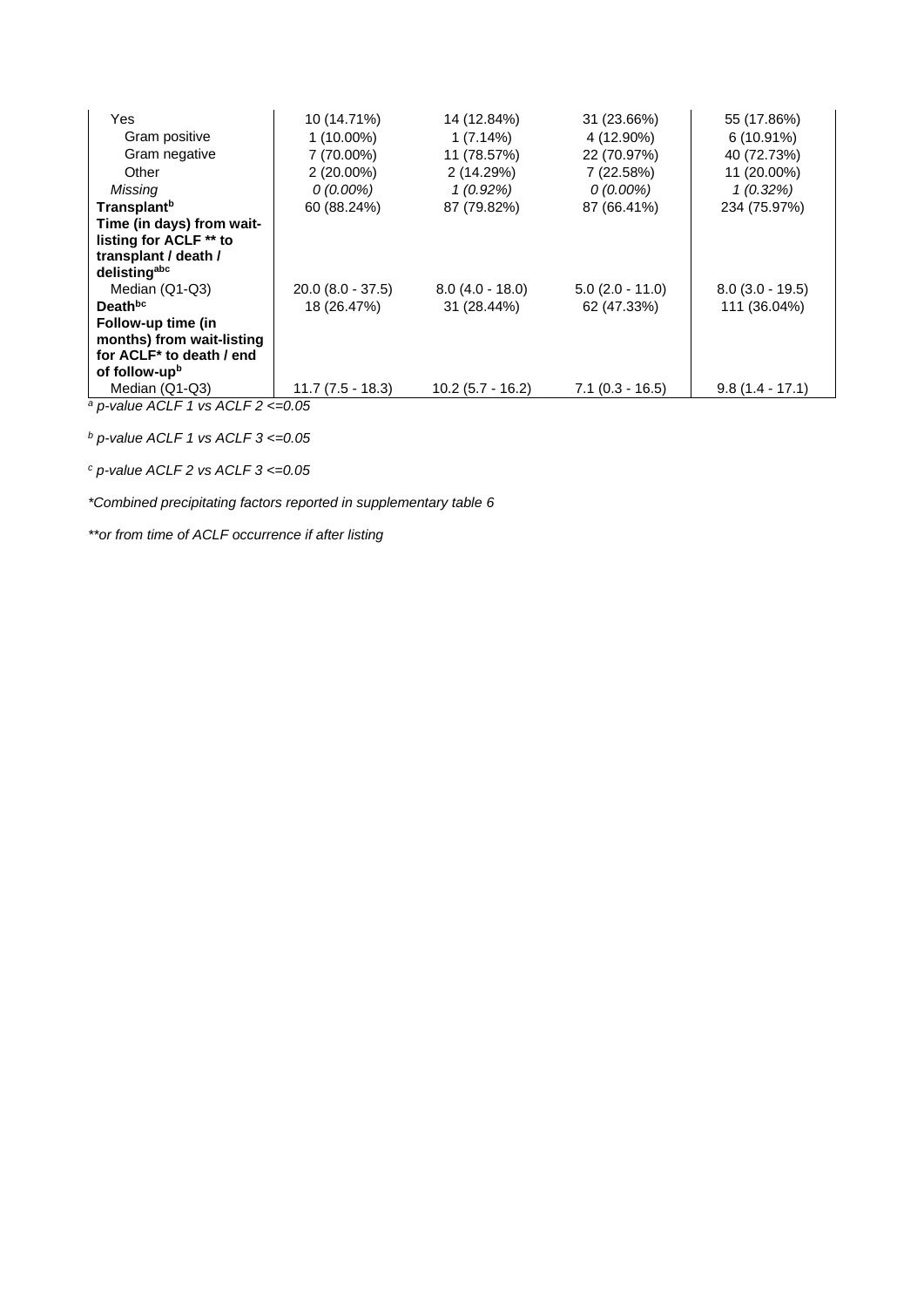| | | | | |
|---|---|---|---|---|
| Yes | 10 (14.71%) | 14 (12.84%) | 31 (23.66%) | 55 (17.86%) |
| Gram positive | 1 (10.00%) | 1 (7.14%) | 4 (12.90%) | 6 (10.91%) |
| Gram negative | 7 (70.00%) | 11 (78.57%) | 22 (70.97%) | 40 (72.73%) |
| Other | 2 (20.00%) | 2 (14.29%) | 7 (22.58%) | 11 (20.00%) |
| *Missing* | *0 (0.00%)* | *1 (0.92%)* | *0 (0.00%)* | *1 (0.32%)* |
| **Transplant**[b] | 60 (88.24%) | 87 (79.82%) | 87 (66.41%) | 234 (75.97%) |
| **Time (in days) from wait-listing for ACLF ** to transplant / death / delisting**[abc] | | | | |
| Median (Q1-Q3) | 20.0 (8.0 - 37.5) | 8.0 (4.0 - 18.0) | 5.0 (2.0 - 11.0) | 8.0 (3.0 - 19.5) |
| **Death**[bc] | 18 (26.47%) | 31 (28.44%) | 62 (47.33%) | 111 (36.04%) |
| **Follow-up time (in months) from wait-listing for ACLF* to death / end of follow-up**[b] | | | | |
| Median (Q1-Q3) | 11.7 (7.5 - 18.3) | 10.2 (5.7 - 16.2) | 7.1 (0.3 - 16.5) | 9.8 (1.4 - 17.1) |

*[a] p-value ACLF 1 vs ACLF 2 <=0.05*

*[b] p-value ACLF 1 vs ACLF 3 <=0.05*

*[c] p-value ACLF 2 vs ACLF 3 <=0.05*

*\*Combined precipitating factors reported in supplementary table 6*

*\*\*or from time of ACLF occurrence if after listing*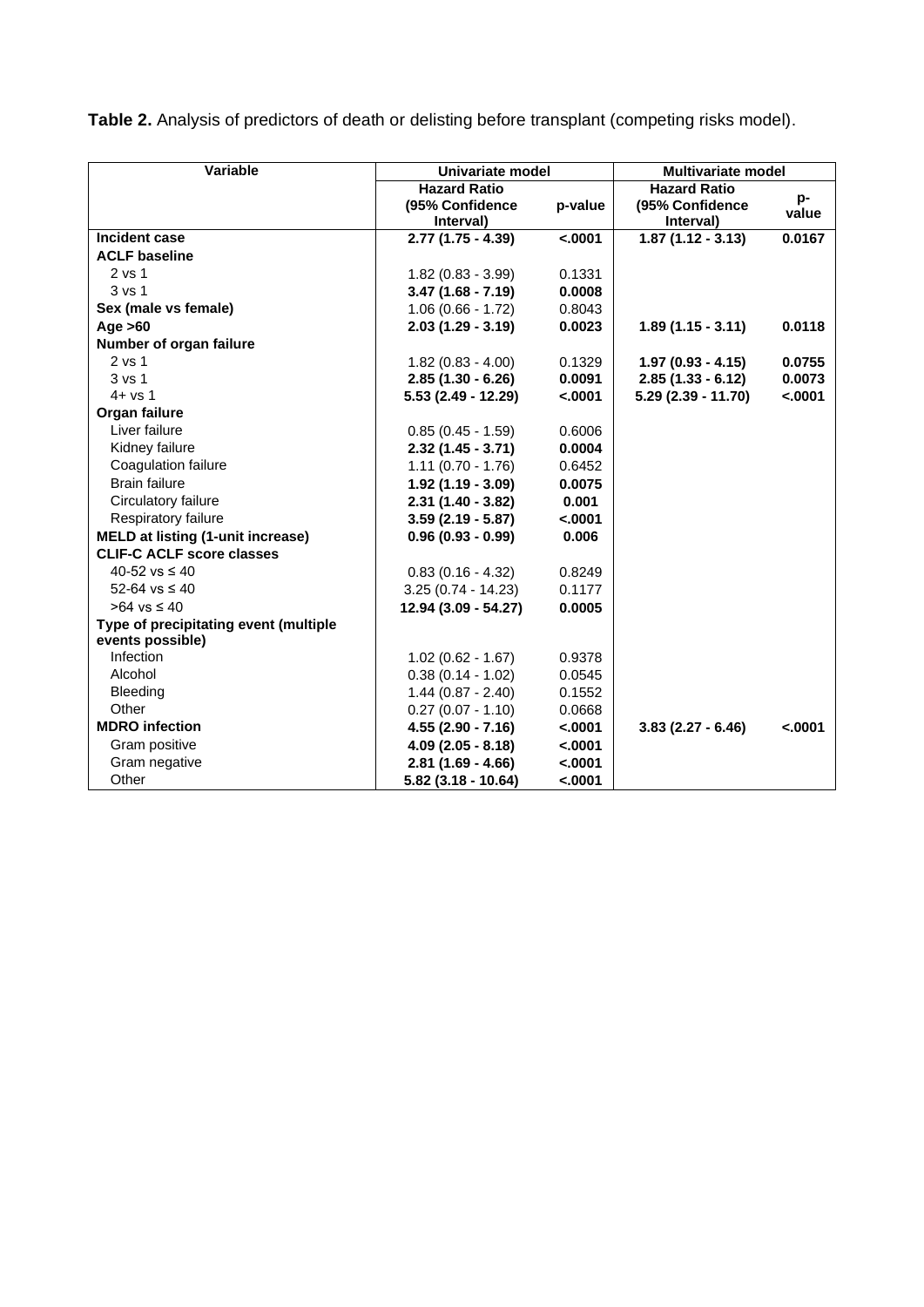**Table 2.** Analysis of predictors of death or delisting before transplant (competing risks model).

| Variable | Univariate model | | Multivariate model | |
|---|---|---|---|---|
| | Hazard Ratio (95% Confidence Interval) | p-value | Hazard Ratio (95% Confidence Interval) | p-value |
| **Incident case** | **2.77 (1.75 - 4.39)** | **<.0001** | **1.87 (1.12 - 3.13)** | **0.0167** |
| **ACLF baseline** | | | | |
| 2 vs 1 | 1.82 (0.83 - 3.99) | 0.1331 | | |
| 3 vs 1 | **3.47 (1.68 - 7.19)** | **0.0008** | | |
| **Sex (male vs female)** | 1.06 (0.66 - 1.72) | 0.8043 | | |
| **Age >60** | **2.03 (1.29 - 3.19)** | **0.0023** | **1.89 (1.15 - 3.11)** | **0.0118** |
| **Number of organ failure** | | | | |
| 2 vs 1 | 1.82 (0.83 - 4.00) | 0.1329 | **1.97 (0.93 - 4.15)** | **0.0755** |
| 3 vs 1 | **2.85 (1.30 - 6.26)** | **0.0091** | **2.85 (1.33 - 6.12)** | **0.0073** |
| 4+ vs 1 | **5.53 (2.49 - 12.29)** | **<.0001** | **5.29 (2.39 - 11.70)** | **<.0001** |
| **Organ failure** | | | | |
| Liver failure | 0.85 (0.45 - 1.59) | 0.6006 | | |
| Kidney failure | **2.32 (1.45 - 3.71)** | **0.0004** | | |
| Coagulation failure | 1.11 (0.70 - 1.76) | 0.6452 | | |
| Brain failure | **1.92 (1.19 - 3.09)** | **0.0075** | | |
| Circulatory failure | **2.31 (1.40 - 3.82)** | **0.001** | | |
| Respiratory failure | **3.59 (2.19 - 5.87)** | **<.0001** | | |
| **MELD at listing (1-unit increase)** | **0.96 (0.93 - 0.99)** | **0.006** | | |
| **CLIF-C ACLF score classes** | | | | |
| 40-52 vs ≤ 40 | 0.83 (0.16 - 4.32) | 0.8249 | | |
| 52-64 vs ≤ 40 | 3.25 (0.74 - 14.23) | 0.1177 | | |
| >64 vs ≤ 40 | **12.94 (3.09 - 54.27)** | **0.0005** | | |
| **Type of precipitating event (multiple events possible)** | | | | |
| Infection | 1.02 (0.62 - 1.67) | 0.9378 | | |
| Alcohol | 0.38 (0.14 - 1.02) | 0.0545 | | |
| Bleeding | 1.44 (0.87 - 2.40) | 0.1552 | | |
| Other | 0.27 (0.07 - 1.10) | 0.0668 | | |
| **MDRO infection** | **4.55 (2.90 - 7.16)** | **<.0001** | **3.83 (2.27 - 6.46)** | **<.0001** |
| Gram positive | **4.09 (2.05 - 8.18)** | **<.0001** | | |
| Gram negative | **2.81 (1.69 - 4.66)** | **<.0001** | | |
| Other | **5.82 (3.18 - 10.64)** | **<.0001** | | |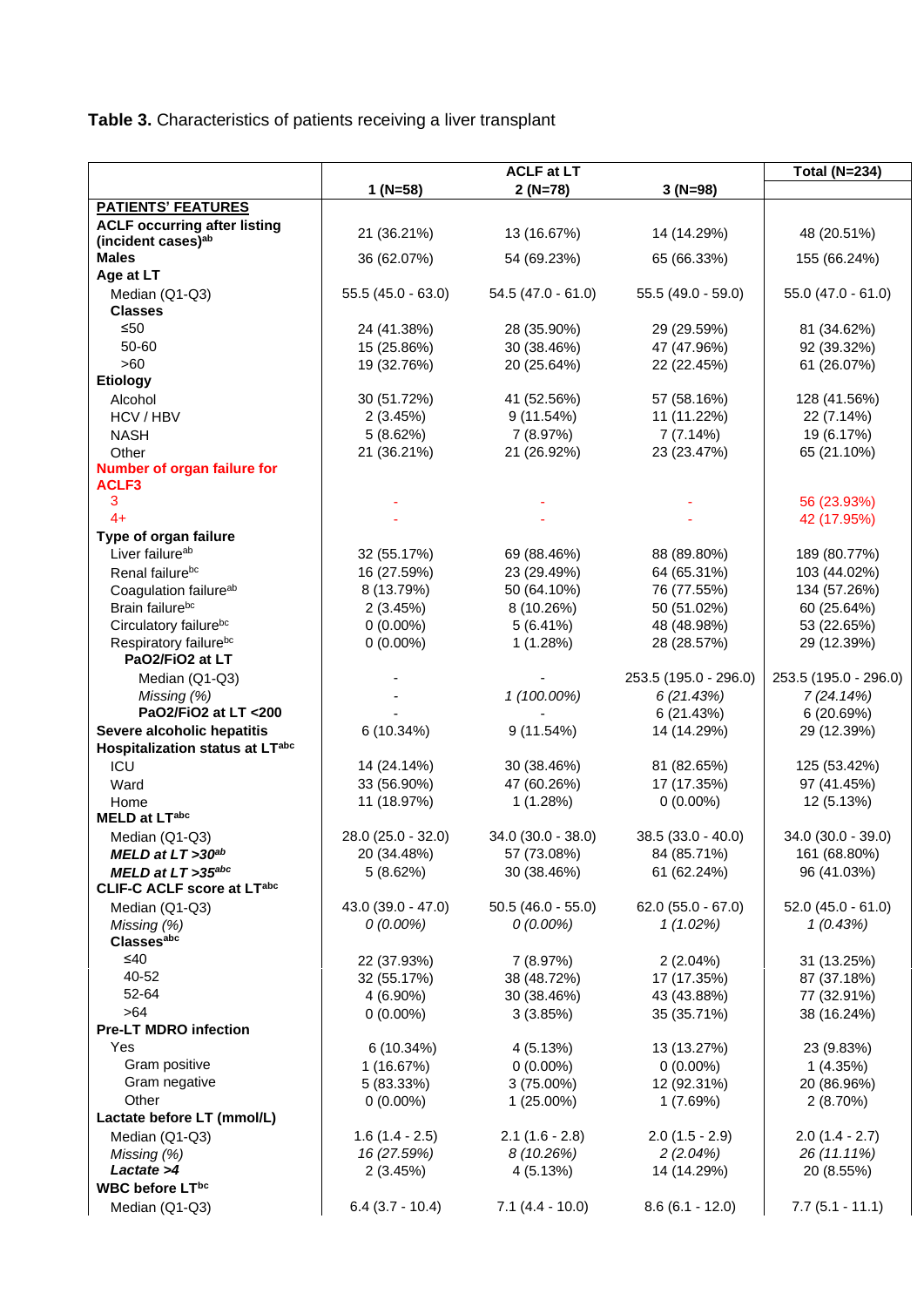**Table 3.** Characteristics of patients receiving a liver transplant

| | ACLF at LT | | | Total (N=234) |
|---|---|---|---|---|
| | 1 (N=58) | 2 (N=78) | 3 (N=98) | |
| **PATIENTS' FEATURES** | | | | |
| **ACLF occurring after listing (incident cases)[ab]** | 21 (36.21%) | 13 (16.67%) | 14 (14.29%) | 48 (20.51%) |
| **Males** | 36 (62.07%) | 54 (69.23%) | 65 (66.33%) | 155 (66.24%) |
| **Age at LT** | | | | |
| Median (Q1-Q3) | 55.5 (45.0 - 63.0) | 54.5 (47.0 - 61.0) | 55.5 (49.0 - 59.0) | 55.0 (47.0 - 61.0) |
| **Classes** | | | | |
| ≤50 | 24 (41.38%) | 28 (35.90%) | 29 (29.59%) | 81 (34.62%) |
| 50-60 | 15 (25.86%) | 30 (38.46%) | 47 (47.96%) | 92 (39.32%) |
| >60 | 19 (32.76%) | 20 (25.64%) | 22 (22.45%) | 61 (26.07%) |
| **Etiology** | | | | |
| Alcohol | 30 (51.72%) | 41 (52.56%) | 57 (58.16%) | 128 (41.56%) |
| HCV / HBV | 2 (3.45%) | 9 (11.54%) | 11 (11.22%) | 22 (7.14%) |
| NASH | 5 (8.62%) | 7 (8.97%) | 7 (7.14%) | 19 (6.17%) |
| Other | 21 (36.21%) | 21 (26.92%) | 23 (23.47%) | 65 (21.10%) |
| **Number of organ failure for ACLF3** | | | | |
| 3 | - | - | - | 56 (23.93%) |
| 4+ | - | - | - | 42 (17.95%) |
| **Type of organ failure** | | | | |
| Liver failure[ab] | 32 (55.17%) | 69 (88.46%) | 88 (89.80%) | 189 (80.77%) |
| Renal failure[bc] | 16 (27.59%) | 23 (29.49%) | 64 (65.31%) | 103 (44.02%) |
| Coagulation failure[ab] | 8 (13.79%) | 50 (64.10%) | 76 (77.55%) | 134 (57.26%) |
| Brain failure[bc] | 2 (3.45%) | 8 (10.26%) | 50 (51.02%) | 60 (25.64%) |
| Circulatory failure[bc] | 0 (0.00%) | 5 (6.41%) | 48 (48.98%) | 53 (22.65%) |
| Respiratory failure[bc] | 0 (0.00%) | 1 (1.28%) | 28 (28.57%) | 29 (12.39%) |
| **PaO2/FiO2 at LT** | | | | |
| Median (Q1-Q3) | - | - | 253.5 (195.0 - 296.0) | 253.5 (195.0 - 296.0) |
| *Missing (%)* | - | *1 (100.00%)* | *6 (21.43%)* | *7 (24.14%)* |
| **PaO2/FiO2 at LT <200** | - | - | 6 (21.43%) | 6 (20.69%) |
| **Severe alcoholic hepatitis** | 6 (10.34%) | 9 (11.54%) | 14 (14.29%) | 29 (12.39%) |
| **Hospitalization status at LT[abc]** | | | | |
| ICU | 14 (24.14%) | 30 (38.46%) | 81 (82.65%) | 125 (53.42%) |
| Ward | 33 (56.90%) | 47 (60.26%) | 17 (17.35%) | 97 (41.45%) |
| Home | 11 (18.97%) | 1 (1.28%) | 0 (0.00%) | 12 (5.13%) |
| **MELD at LT[abc]** | | | | |
| Median (Q1-Q3) | 28.0 (25.0 - 32.0) | 34.0 (30.0 - 38.0) | 38.5 (33.0 - 40.0) | 34.0 (30.0 - 39.0) |
| ***MELD at LT >30[ab]*** | 20 (34.48%) | 57 (73.08%) | 84 (85.71%) | 161 (68.80%) |
| ***MELD at LT >35[abc]*** | 5 (8.62%) | 30 (38.46%) | 61 (62.24%) | 96 (41.03%) |
| **CLIF-C ACLF score at LT[abc]** | | | | |
| Median (Q1-Q3) | 43.0 (39.0 - 47.0) | 50.5 (46.0 - 55.0) | 62.0 (55.0 - 67.0) | 52.0 (45.0 - 61.0) |
| *Missing (%)* | *0 (0.00%)* | *0 (0.00%)* | *1 (1.02%)* | *1 (0.43%)* |
| **Classes[abc]** | | | | |
| ≤40 | 22 (37.93%) | 7 (8.97%) | 2 (2.04%) | 31 (13.25%) |
| 40-52 | 32 (55.17%) | 38 (48.72%) | 17 (17.35%) | 87 (37.18%) |
| 52-64 | 4 (6.90%) | 30 (38.46%) | 43 (43.88%) | 77 (32.91%) |
| >64 | 0 (0.00%) | 3 (3.85%) | 35 (35.71%) | 38 (16.24%) |
| **Pre-LT MDRO infection** | | | | |
| Yes | 6 (10.34%) | 4 (5.13%) | 13 (13.27%) | 23 (9.83%) |
| Gram positive | 1 (16.67%) | 0 (0.00%) | 0 (0.00%) | 1 (4.35%) |
| Gram negative | 5 (83.33%) | 3 (75.00%) | 12 (92.31%) | 20 (86.96%) |
| Other | 0 (0.00%) | 1 (25.00%) | 1 (7.69%) | 2 (8.70%) |
| **Lactate before LT (mmol/L)** | | | | |
| Median (Q1-Q3) | 1.6 (1.4 - 2.5) | 2.1 (1.6 - 2.8) | 2.0 (1.5 - 2.9) | 2.0 (1.4 - 2.7) |
| *Missing (%)* | *16 (27.59%)* | *8 (10.26%)* | *2 (2.04%)* | *26 (11.11%)* |
| ***Lactate >4*** | 2 (3.45%) | 4 (5.13%) | 14 (14.29%) | 20 (8.55%) |
| **WBC before LT[bc]** | | | | |
| Median (Q1-Q3) | 6.4 (3.7 - 10.4) | 7.1 (4.4 - 10.0) | 8.6 (6.1 - 12.0) | 7.7 (5.1 - 11.1) |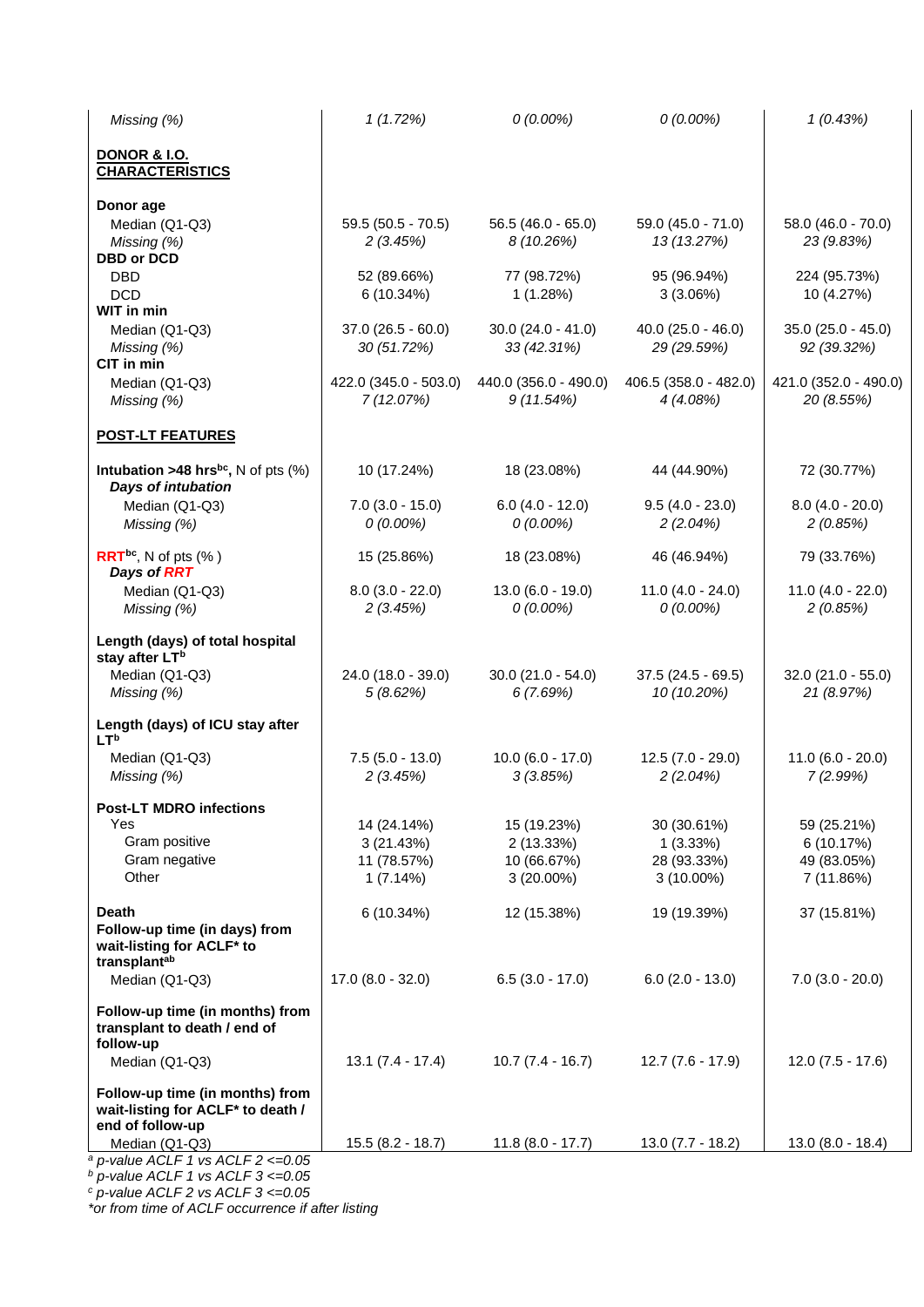| | | | | |
|---|---|---|---|---|
| *Missing (%)* | *1 (1.72%)* | *0 (0.00%)* | *0 (0.00%)* | *1 (0.43%)* |
| **DONOR & I.O. CHARACTERISTICS** | | | | |
| **Donor age** | | | | |
| Median (Q1-Q3) | 59.5 (50.5 - 70.5) | 56.5 (46.0 - 65.0) | 59.0 (45.0 - 71.0) | 58.0 (46.0 - 70.0) |
| *Missing (%)* | *2 (3.45%)* | *8 (10.26%)* | *13 (13.27%)* | *23 (9.83%)* |
| **DBD or DCD** | | | | |
| DBD | 52 (89.66%) | 77 (98.72%) | 95 (96.94%) | 224 (95.73%) |
| DCD | 6 (10.34%) | 1 (1.28%) | 3 (3.06%) | 10 (4.27%) |
| **WIT in min** | | | | |
| Median (Q1-Q3) | 37.0 (26.5 - 60.0) | 30.0 (24.0 - 41.0) | 40.0 (25.0 - 46.0) | 35.0 (25.0 - 45.0) |
| *Missing (%)* | *30 (51.72%)* | *33 (42.31%)* | *29 (29.59%)* | *92 (39.32%)* |
| **CIT in min** | | | | |
| Median (Q1-Q3) | 422.0 (345.0 - 503.0) | 440.0 (356.0 - 490.0) | 406.5 (358.0 - 482.0) | 421.0 (352.0 - 490.0) |
| *Missing (%)* | *7 (12.07%)* | *9 (11.54%)* | *4 (4.08%)* | *20 (8.55%)* |
| **POST-LT FEATURES** | | | | |
| **Intubation >48 hrs[bc]**, N of pts (%) | 10 (17.24%) | 18 (23.08%) | 44 (44.90%) | 72 (30.77%) |
| ***Days of intubation*** | | | | |
| Median (Q1-Q3) | 7.0 (3.0 - 15.0) | 6.0 (4.0 - 12.0) | 9.5 (4.0 - 23.0) | 8.0 (4.0 - 20.0) |
| *Missing (%)* | *0 (0.00%)* | *0 (0.00%)* | *2 (2.04%)* | *2 (0.85%)* |
| **RRT[bc]**, N of pts (% ) | 15 (25.86%) | 18 (23.08%) | 46 (46.94%) | 79 (33.76%) |
| ***Days of RRT*** | | | | |
| Median (Q1-Q3) | 8.0 (3.0 - 22.0) | 13.0 (6.0 - 19.0) | 11.0 (4.0 - 24.0) | 11.0 (4.0 - 22.0) |
| *Missing (%)* | *2 (3.45%)* | *0 (0.00%)* | *0 (0.00%)* | *2 (0.85%)* |
| **Length (days) of total hospital stay after LT[b]** | | | | |
| Median (Q1-Q3) | 24.0 (18.0 - 39.0) | 30.0 (21.0 - 54.0) | 37.5 (24.5 - 69.5) | 32.0 (21.0 - 55.0) |
| *Missing (%)* | *5 (8.62%)* | *6 (7.69%)* | *10 (10.20%)* | *21 (8.97%)* |
| **Length (days) of ICU stay after LT[b]** | | | | |
| Median (Q1-Q3) | 7.5 (5.0 - 13.0) | 10.0 (6.0 - 17.0) | 12.5 (7.0 - 29.0) | 11.0 (6.0 - 20.0) |
| *Missing (%)* | *2 (3.45%)* | *3 (3.85%)* | *2 (2.04%)* | *7 (2.99%)* |
| **Post-LT MDRO infections** | | | | |
| Yes | 14 (24.14%) | 15 (19.23%) | 30 (30.61%) | 59 (25.21%) |
| Gram positive | 3 (21.43%) | 2 (13.33%) | 1 (3.33%) | 6 (10.17%) |
| Gram negative | 11 (78.57%) | 10 (66.67%) | 28 (93.33%) | 49 (83.05%) |
| Other | 1 (7.14%) | 3 (20.00%) | 3 (10.00%) | 7 (11.86%) |
| **Death** | 6 (10.34%) | 12 (15.38%) | 19 (19.39%) | 37 (15.81%) |
| **Follow-up time (in days) from wait-listing for ACLF* to transplant[ab]** | | | | |
| Median (Q1-Q3) | 17.0 (8.0 - 32.0) | 6.5 (3.0 - 17.0) | 6.0 (2.0 - 13.0) | 7.0 (3.0 - 20.0) |
| **Follow-up time (in months) from transplant to death / end of follow-up** | | | | |
| Median (Q1-Q3) | 13.1 (7.4 - 17.4) | 10.7 (7.4 - 16.7) | 12.7 (7.6 - 17.9) | 12.0 (7.5 - 17.6) |
| **Follow-up time (in months) from wait-listing for ACLF* to death / end of follow-up** | | | | |
| Median (Q1-Q3) | 15.5 (8.2 - 18.7) | 11.8 (8.0 - 17.7) | 13.0 (7.7 - 18.2) | 13.0 (8.0 - 18.4) |

[a] *p-value ACLF 1 vs ACLF 2 <=0.05*
[b] *p-value ACLF 1 vs ACLF 3 <=0.05*
[c] *p-value ACLF 2 vs ACLF 3 <=0.05*
**or from time of ACLF occurrence if after listing*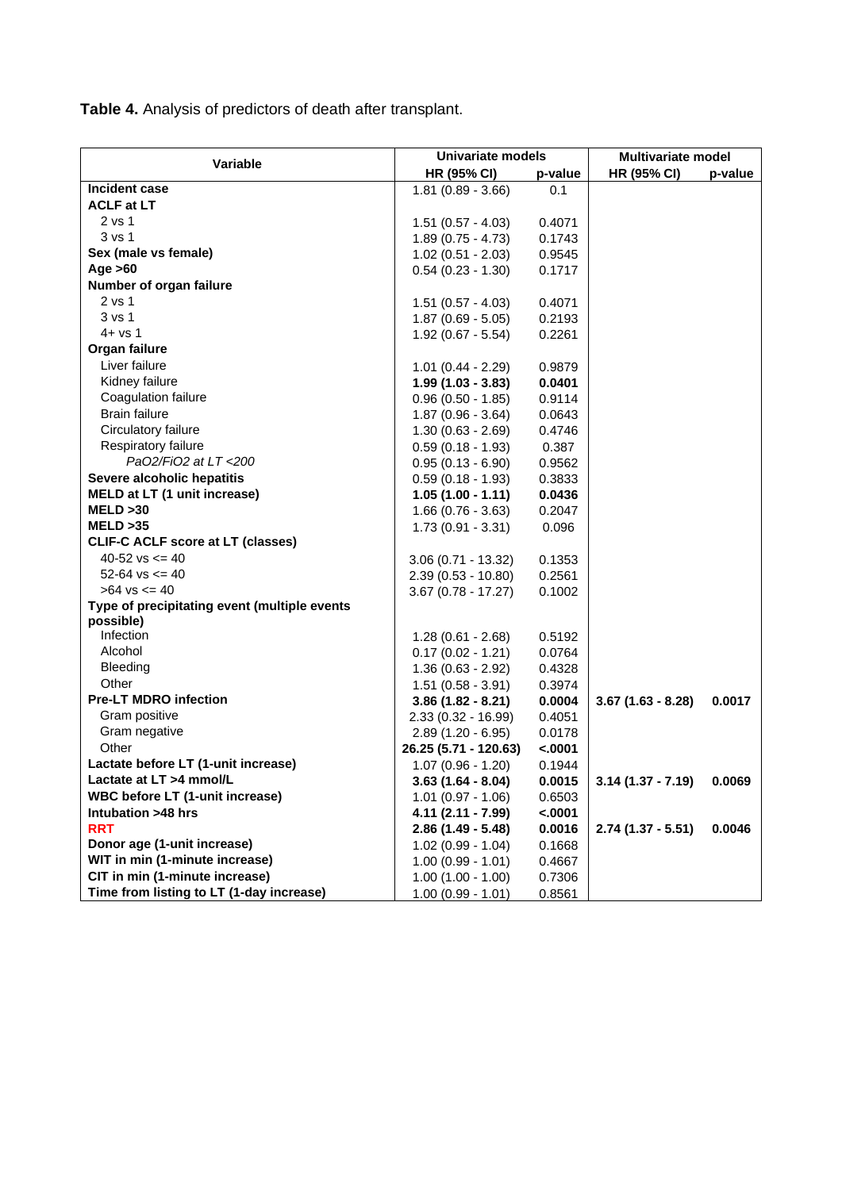**Table 4.** Analysis of predictors of death after transplant.

| Variable | Univariate models | | Multivariate model | |
|---|---|---|---|---|
| | HR (95% CI) | p-value | HR (95% CI) | p-value |
| **Incident case** | 1.81 (0.89 - 3.66) | 0.1 | | |
| **ACLF at LT** | | | | |
| 2 vs 1 | 1.51 (0.57 - 4.03) | 0.4071 | | |
| 3 vs 1 | 1.89 (0.75 - 4.73) | 0.1743 | | |
| **Sex (male vs female)** | 1.02 (0.51 - 2.03) | 0.9545 | | |
| **Age >60** | 0.54 (0.23 - 1.30) | 0.1717 | | |
| **Number of organ failure** | | | | |
| 2 vs 1 | 1.51 (0.57 - 4.03) | 0.4071 | | |
| 3 vs 1 | 1.87 (0.69 - 5.05) | 0.2193 | | |
| 4+ vs 1 | 1.92 (0.67 - 5.54) | 0.2261 | | |
| **Organ failure** | | | | |
| Liver failure | 1.01 (0.44 - 2.29) | 0.9879 | | |
| Kidney failure | **1.99 (1.03 - 3.83)** | **0.0401** | | |
| Coagulation failure | 0.96 (0.50 - 1.85) | 0.9114 | | |
| Brain failure | 1.87 (0.96 - 3.64) | 0.0643 | | |
| Circulatory failure | 1.30 (0.63 - 2.69) | 0.4746 | | |
| Respiratory failure | 0.59 (0.18 - 1.93) | 0.387 | | |
| *PaO2/FiO2 at LT <200* | 0.95 (0.13 - 6.90) | 0.9562 | | |
| **Severe alcoholic hepatitis** | 0.59 (0.18 - 1.93) | 0.3833 | | |
| **MELD at LT (1 unit increase)** | **1.05 (1.00 - 1.11)** | **0.0436** | | |
| **MELD >30** | 1.66 (0.76 - 3.63) | 0.2047 | | |
| **MELD >35** | 1.73 (0.91 - 3.31) | 0.096 | | |
| **CLIF-C ACLF score at LT (classes)** | | | | |
| 40-52 vs <= 40 | 3.06 (0.71 - 13.32) | 0.1353 | | |
| 52-64 vs <= 40 | 2.39 (0.53 - 10.80) | 0.2561 | | |
| >64 vs <= 40 | 3.67 (0.78 - 17.27) | 0.1002 | | |
| **Type of precipitating event (multiple events possible)** | | | | |
| Infection | 1.28 (0.61 - 2.68) | 0.5192 | | |
| Alcohol | 0.17 (0.02 - 1.21) | 0.0764 | | |
| Bleeding | 1.36 (0.63 - 2.92) | 0.4328 | | |
| Other | 1.51 (0.58 - 3.91) | 0.3974 | | |
| **Pre-LT MDRO infection** | **3.86 (1.82 - 8.21)** | **0.0004** | **3.67 (1.63 - 8.28)** | **0.0017** |
| Gram positive | 2.33 (0.32 - 16.99) | 0.4051 | | |
| Gram negative | 2.89 (1.20 - 6.95) | 0.0178 | | |
| Other | **26.25 (5.71 - 120.63)** | **<.0001** | | |
| **Lactate before LT (1-unit increase)** | 1.07 (0.96 - 1.20) | 0.1944 | | |
| **Lactate at LT >4 mmol/L** | **3.63 (1.64 - 8.04)** | **0.0015** | **3.14 (1.37 - 7.19)** | **0.0069** |
| **WBC before LT (1-unit increase)** | 1.01 (0.97 - 1.06) | 0.6503 | | |
| **Intubation >48 hrs** | **4.11 (2.11 - 7.99)** | **<.0001** | | |
| **RRT** | **2.86 (1.49 - 5.48)** | **0.0016** | **2.74 (1.37 - 5.51)** | **0.0046** |
| **Donor age (1-unit increase)** | 1.02 (0.99 - 1.04) | 0.1668 | | |
| **WIT in min (1-minute increase)** | 1.00 (0.99 - 1.01) | 0.4667 | | |
| **CIT in min (1-minute increase)** | 1.00 (1.00 - 1.00) | 0.7306 | | |
| **Time from listing to LT (1-day increase)** | 1.00 (0.99 - 1.01) | 0.8561 | | |